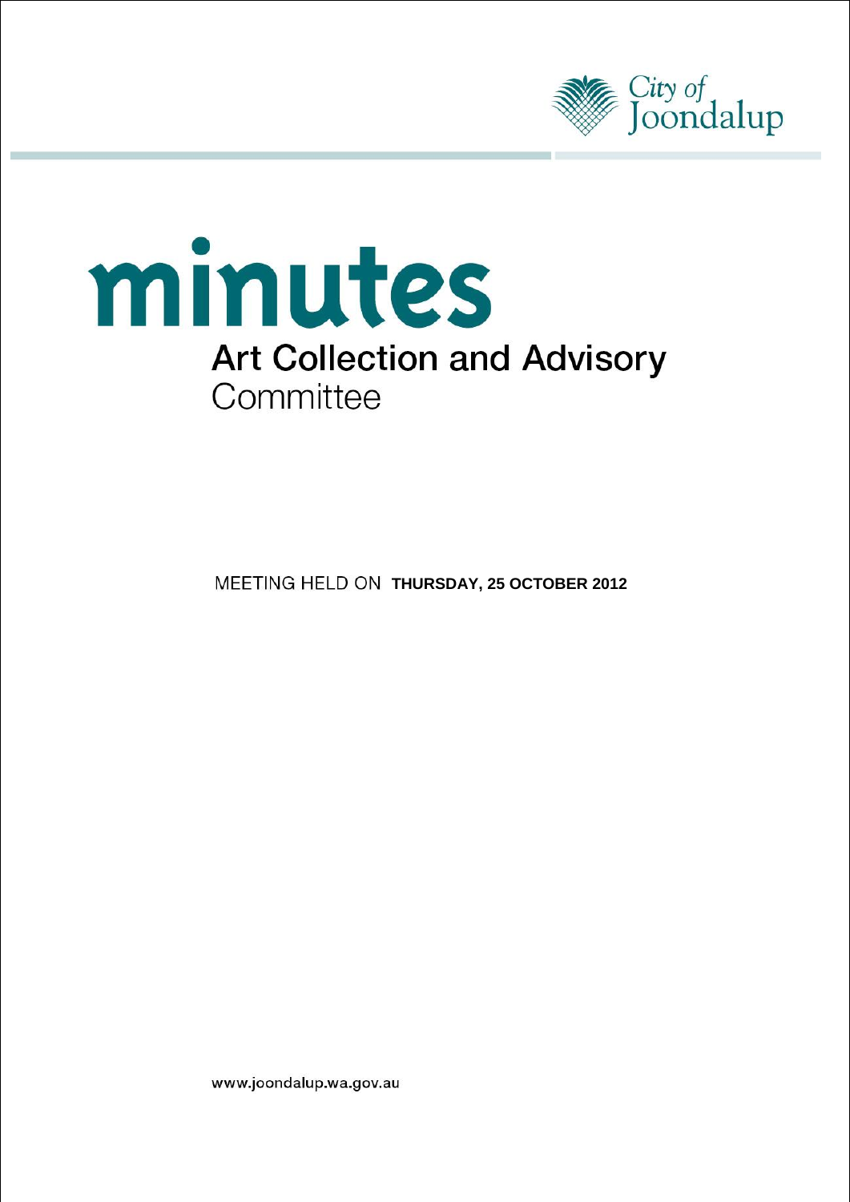City of Joondalup

# minutes

## Art Collection and Advisory Committee

MEETING HELD ON **THURSDAY, 25 OCTOBER 2012**

www.joondalup.wa.gov.au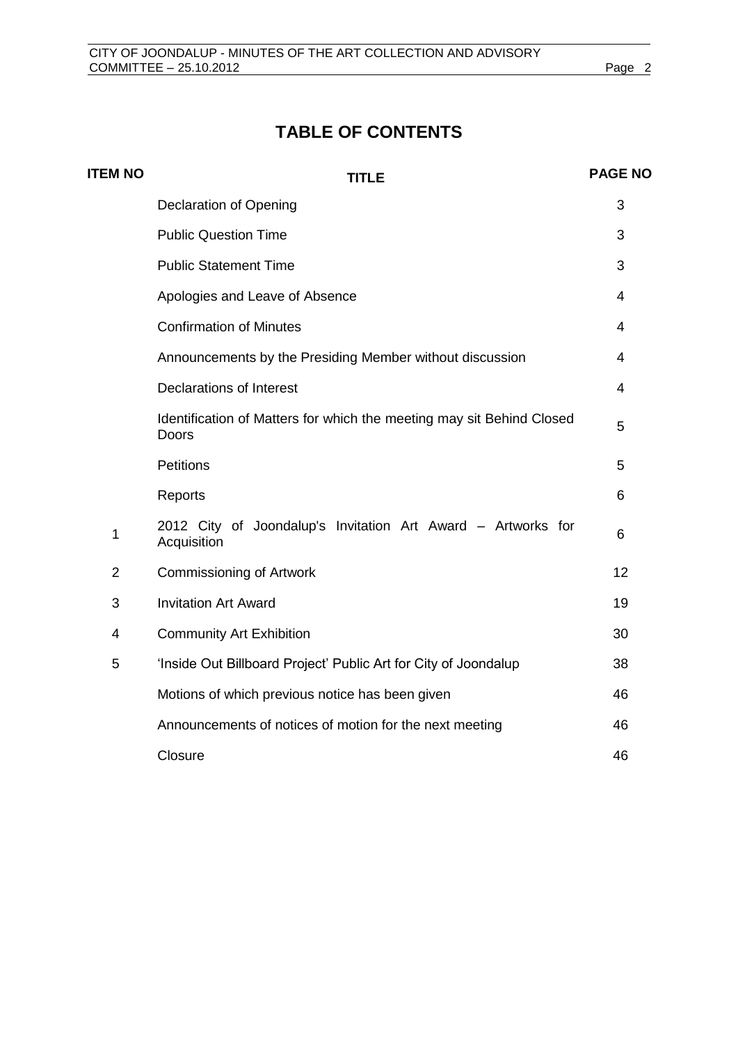# TABLE OF CONTENTS

| ITEM NO | TITLE | PAGE NO |
|---|---|---|
| | Declaration of Opening | 3 |
| | Public Question Time | 3 |
| | Public Statement Time | 3 |
| | Apologies and Leave of Absence | 4 |
| | Confirmation of Minutes | 4 |
| | Announcements by the Presiding Member without discussion | 4 |
| | Declarations of Interest | 4 |
| | Identification of Matters for which the meeting may sit Behind Closed Doors | 5 |
| | Petitions | 5 |
| | Reports | 6 |
| 1 | 2012 City of Joondalup's Invitation Art Award – Artworks for Acquisition | 6 |
| 2 | Commissioning of Artwork | 12 |
| 3 | Invitation Art Award | 19 |
| 4 | Community Art Exhibition | 30 |
| 5 | 'Inside Out Billboard Project' Public Art for City of Joondalup | 38 |
| | Motions of which previous notice has been given | 46 |
| | Announcements of notices of motion for the next meeting | 46 |
| | Closure | 46 |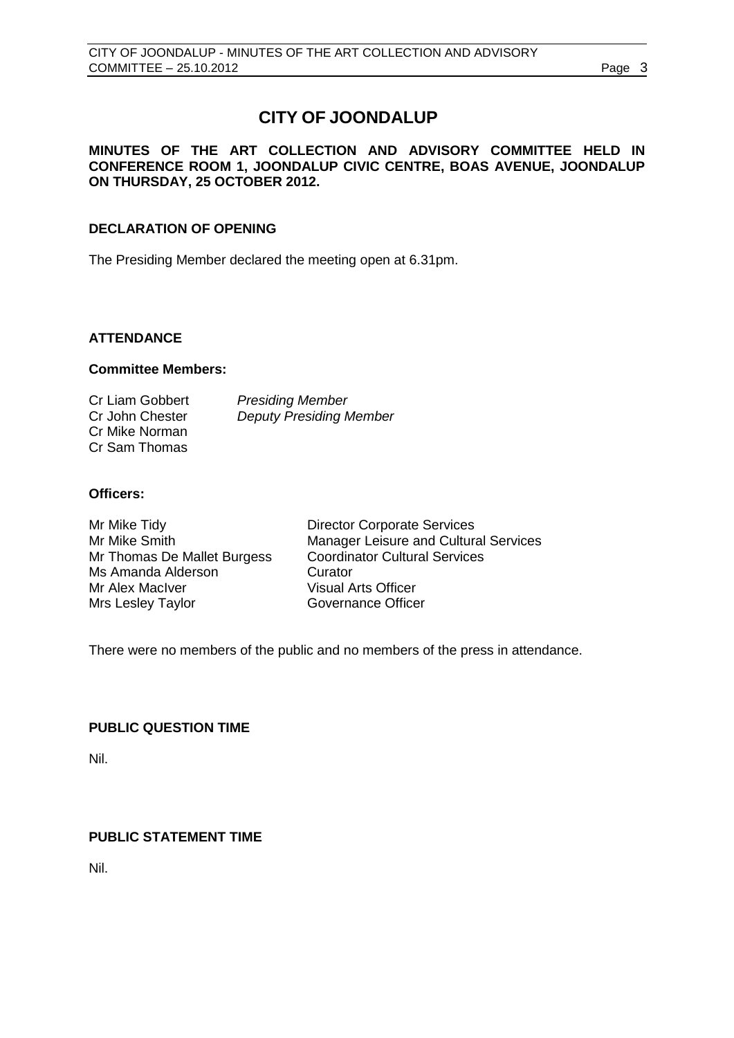# CITY OF JOONDALUP

**MINUTES OF THE ART COLLECTION AND ADVISORY COMMITTEE HELD IN CONFERENCE ROOM 1, JOONDALUP CIVIC CENTRE, BOAS AVENUE, JOONDALUP ON THURSDAY, 25 OCTOBER 2012.**

## DECLARATION OF OPENING

The Presiding Member declared the meeting open at 6.31pm.

## ATTENDANCE

### Committee Members:

| | |
|---|---|
| Cr Liam Gobbert | *Presiding Member* |
| Cr John Chester | *Deputy Presiding Member* |
| Cr Mike Norman | |
| Cr Sam Thomas | |

### Officers:

| | |
|---|---|
| Mr Mike Tidy | Director Corporate Services |
| Mr Mike Smith | Manager Leisure and Cultural Services |
| Mr Thomas De Mallet Burgess | Coordinator Cultural Services |
| Ms Amanda Alderson | Curator |
| Mr Alex MacIver | Visual Arts Officer |
| Mrs Lesley Taylor | Governance Officer |

There were no members of the public and no members of the press in attendance.

## PUBLIC QUESTION TIME

Nil.

## PUBLIC STATEMENT TIME

Nil.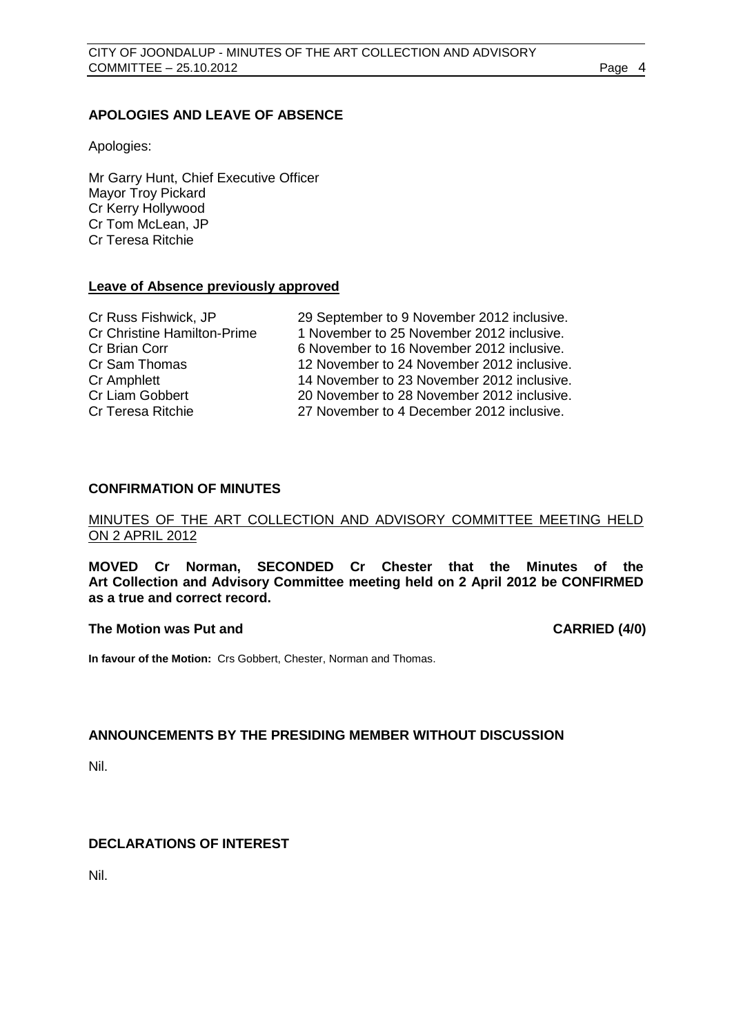## APOLOGIES AND LEAVE OF ABSENCE

Apologies:

Mr Garry Hunt, Chief Executive Officer
Mayor Troy Pickard
Cr Kerry Hollywood
Cr Tom McLean, JP
Cr Teresa Ritchie

**Leave of Absence previously approved**

| | |
|---|---|
| Cr Russ Fishwick, JP | 29 September to 9 November 2012 inclusive. |
| Cr Christine Hamilton-Prime | 1 November to 25 November 2012 inclusive. |
| Cr Brian Corr | 6 November to 16 November 2012 inclusive. |
| Cr Sam Thomas | 12 November to 24 November 2012 inclusive. |
| Cr Amphlett | 14 November to 23 November 2012 inclusive. |
| Cr Liam Gobbert | 20 November to 28 November 2012 inclusive. |
| Cr Teresa Ritchie | 27 November to 4 December 2012 inclusive. |

## CONFIRMATION OF MINUTES

MINUTES OF THE ART COLLECTION AND ADVISORY COMMITTEE MEETING HELD ON 2 APRIL 2012

**MOVED Cr Norman, SECONDED Cr Chester that the Minutes of the Art Collection and Advisory Committee meeting held on 2 April 2012 be CONFIRMED as a true and correct record.**

**The Motion was Put and CARRIED (4/0)**

**In favour of the Motion:** Crs Gobbert, Chester, Norman and Thomas.

## ANNOUNCEMENTS BY THE PRESIDING MEMBER WITHOUT DISCUSSION

Nil.

## DECLARATIONS OF INTEREST

Nil.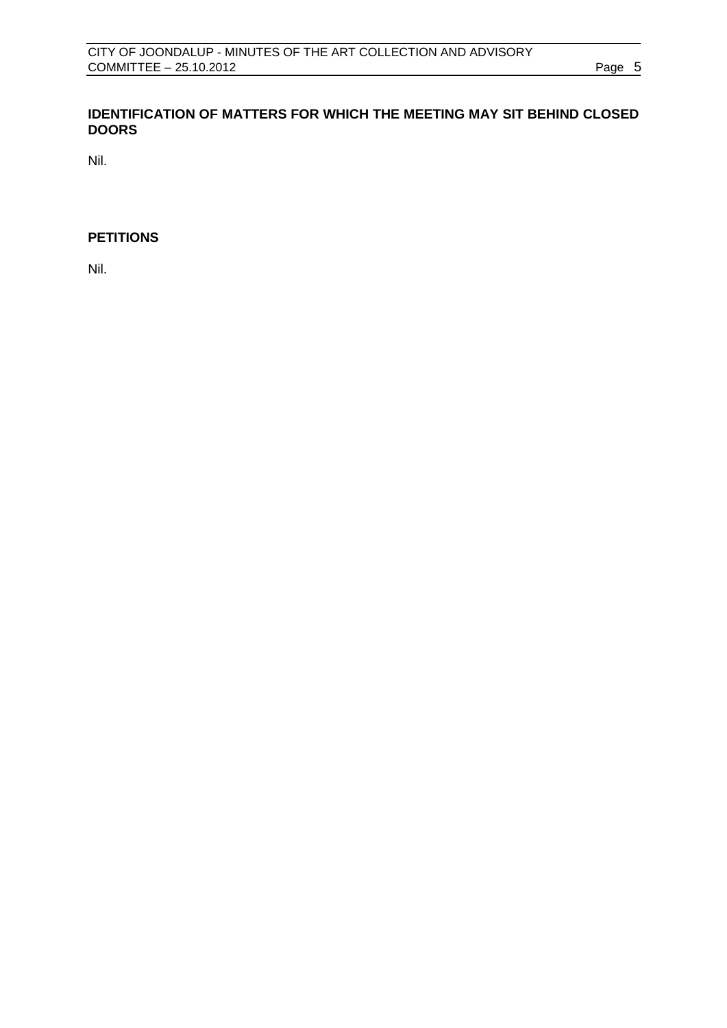## IDENTIFICATION OF MATTERS FOR WHICH THE MEETING MAY SIT BEHIND CLOSED DOORS

Nil.

## PETITIONS

Nil.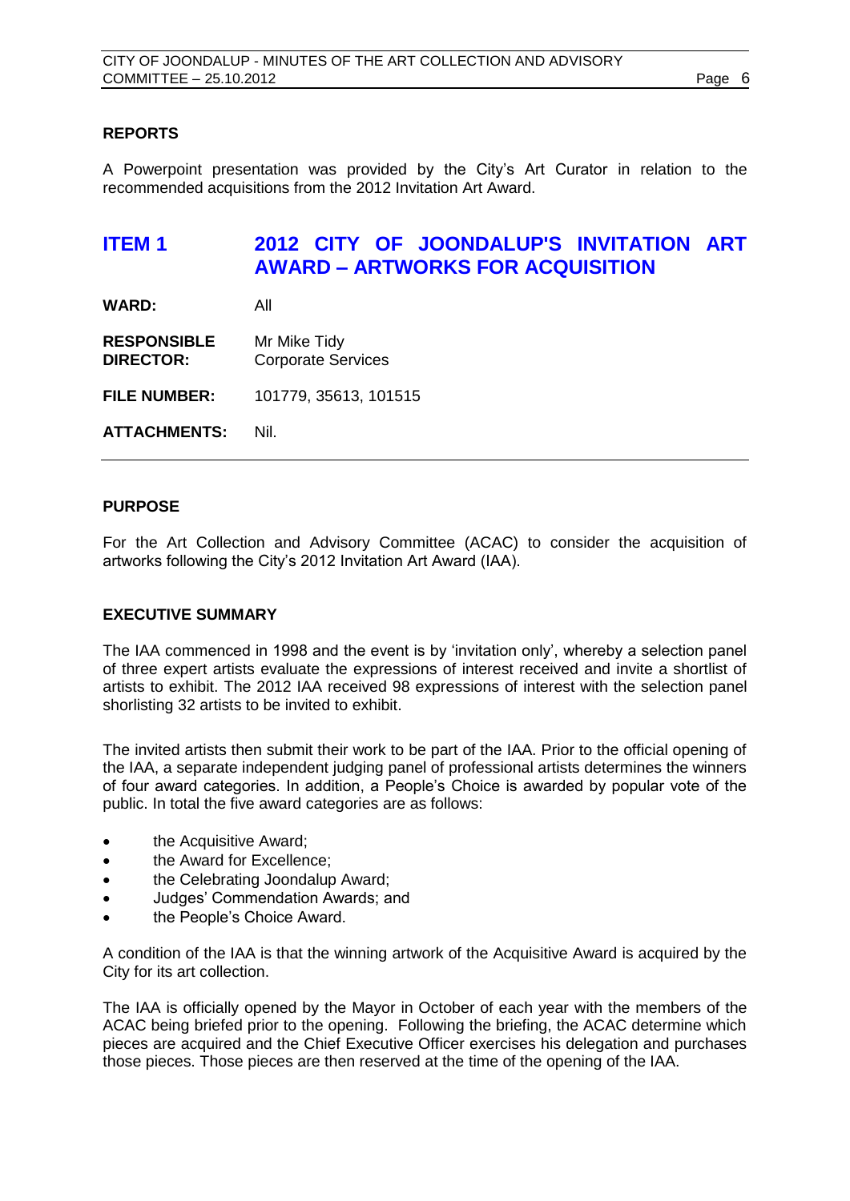## REPORTS

A Powerpoint presentation was provided by the City's Art Curator in relation to the recommended acquisitions from the 2012 Invitation Art Award.

# ITEM 1 2012 CITY OF JOONDALUP'S INVITATION ART AWARD – ARTWORKS FOR ACQUISITION

**WARD:** All

**RESPONSIBLE DIRECTOR:** Mr Mike Tidy
Corporate Services

**FILE NUMBER:** 101779, 35613, 101515

**ATTACHMENTS:** Nil.

---

## PURPOSE

For the Art Collection and Advisory Committee (ACAC) to consider the acquisition of artworks following the City's 2012 Invitation Art Award (IAA).

## EXECUTIVE SUMMARY

The IAA commenced in 1998 and the event is by 'invitation only', whereby a selection panel of three expert artists evaluate the expressions of interest received and invite a shortlist of artists to exhibit. The 2012 IAA received 98 expressions of interest with the selection panel shortlisting 32 artists to be invited to exhibit.

The invited artists then submit their work to be part of the IAA. Prior to the official opening of the IAA, a separate independent judging panel of professional artists determines the winners of four award categories. In addition, a People's Choice is awarded by popular vote of the public. In total the five award categories are as follows:

- the Acquisitive Award;
- the Award for Excellence;
- the Celebrating Joondalup Award;
- Judges' Commendation Awards; and
- the People's Choice Award.

A condition of the IAA is that the winning artwork of the Acquisitive Award is acquired by the City for its art collection.

The IAA is officially opened by the Mayor in October of each year with the members of the ACAC being briefed prior to the opening. Following the briefing, the ACAC determine which pieces are acquired and the Chief Executive Officer exercises his delegation and purchases those pieces. Those pieces are then reserved at the time of the opening of the IAA.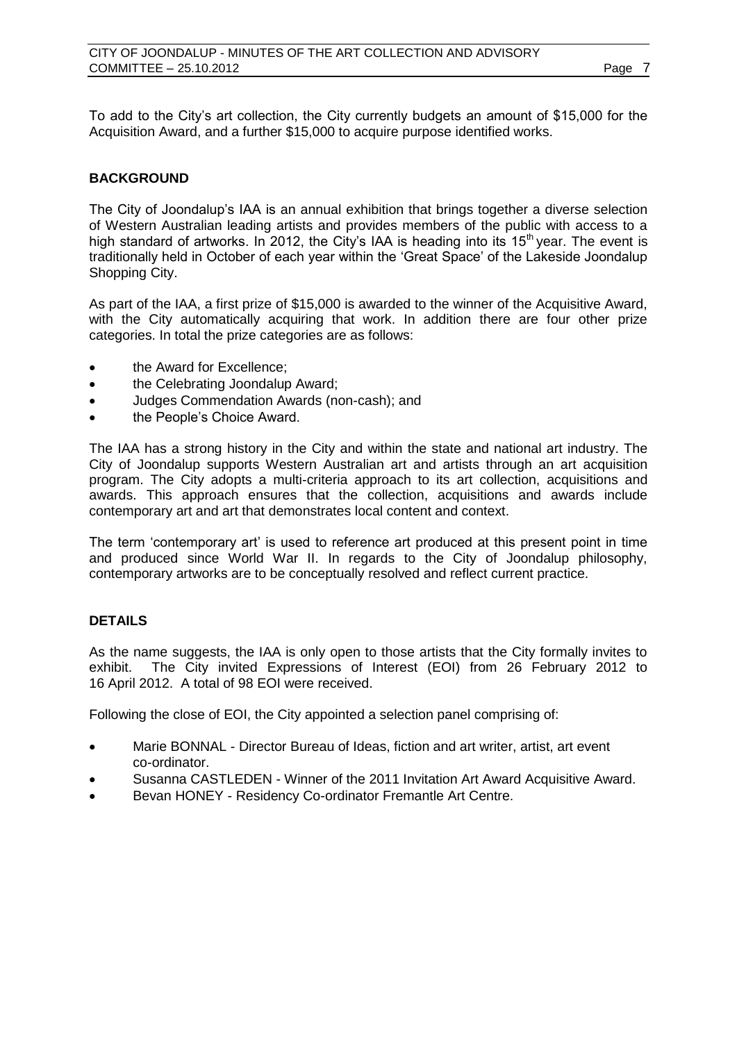To add to the City's art collection, the City currently budgets an amount of $15,000 for the Acquisition Award, and a further $15,000 to acquire purpose identified works.

## BACKGROUND

The City of Joondalup's IAA is an annual exhibition that brings together a diverse selection of Western Australian leading artists and provides members of the public with access to a high standard of artworks. In 2012, the City's IAA is heading into its 15th year. The event is traditionally held in October of each year within the 'Great Space' of the Lakeside Joondalup Shopping City.

As part of the IAA, a first prize of $15,000 is awarded to the winner of the Acquisitive Award, with the City automatically acquiring that work. In addition there are four other prize categories. In total the prize categories are as follows:

- the Award for Excellence;
- the Celebrating Joondalup Award;
- Judges Commendation Awards (non-cash); and
- the People's Choice Award.

The IAA has a strong history in the City and within the state and national art industry. The City of Joondalup supports Western Australian art and artists through an art acquisition program. The City adopts a multi-criteria approach to its art collection, acquisitions and awards. This approach ensures that the collection, acquisitions and awards include contemporary art and art that demonstrates local content and context.

The term 'contemporary art' is used to reference art produced at this present point in time and produced since World War II. In regards to the City of Joondalup philosophy, contemporary artworks are to be conceptually resolved and reflect current practice.

## DETAILS

As the name suggests, the IAA is only open to those artists that the City formally invites to exhibit. The City invited Expressions of Interest (EOI) from 26 February 2012 to 16 April 2012. A total of 98 EOI were received.

Following the close of EOI, the City appointed a selection panel comprising of:

- Marie BONNAL - Director Bureau of Ideas, fiction and art writer, artist, art event co-ordinator.
- Susanna CASTLEDEN - Winner of the 2011 Invitation Art Award Acquisitive Award.
- Bevan HONEY - Residency Co-ordinator Fremantle Art Centre.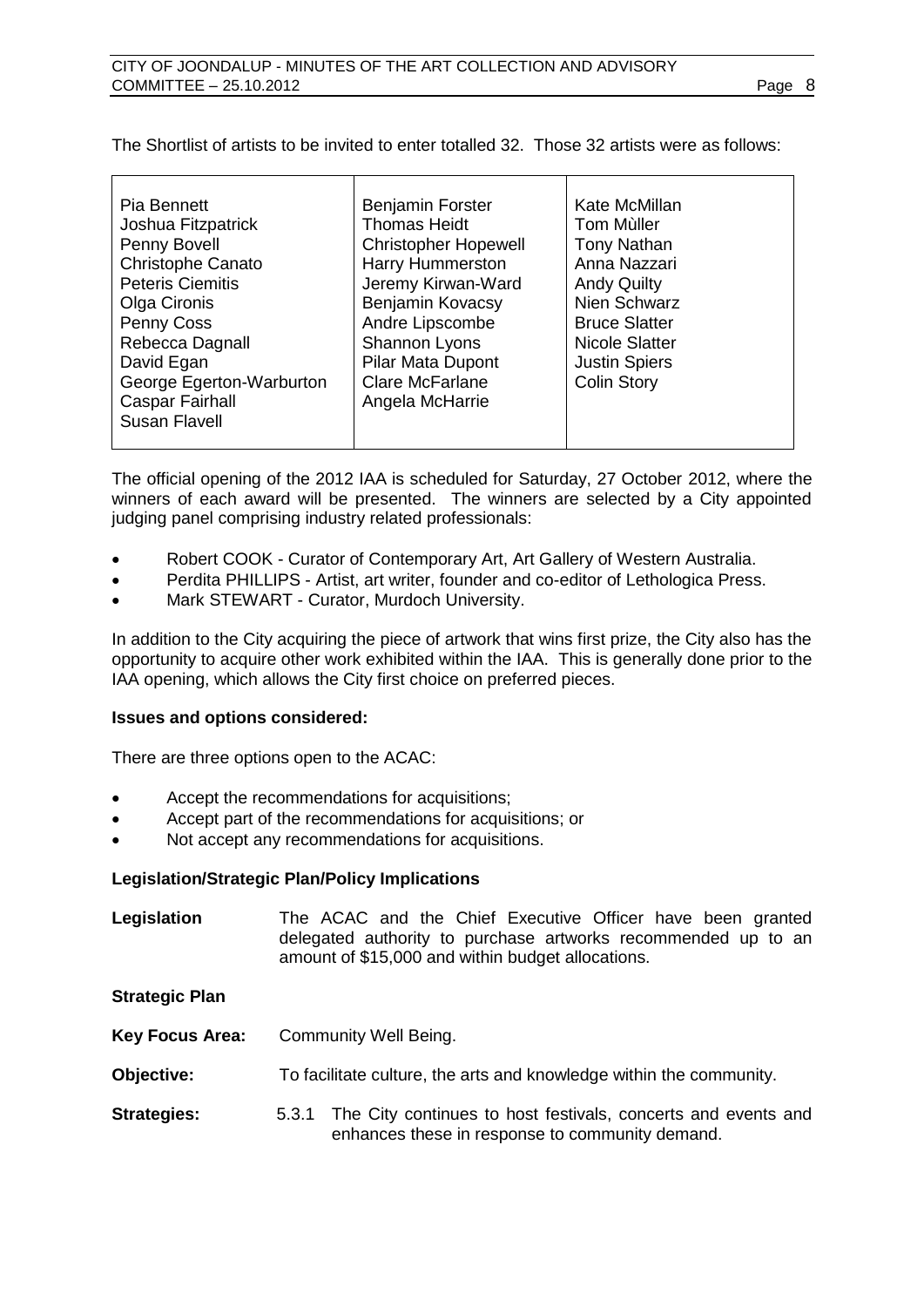The Shortlist of artists to be invited to enter totalled 32. Those 32 artists were as follows:

| | | |
|---|---|---|
| Pia Bennett<br>Joshua Fitzpatrick<br>Penny Bovell<br>Christophe Canato<br>Peteris Ciemitis<br>Olga Cironis<br>Penny Coss<br>Rebecca Dagnall<br>David Egan<br>George Egerton-Warburton<br>Caspar Fairhall<br>Susan Flavell | Benjamin Forster<br>Thomas Heidt<br>Christopher Hopewell<br>Harry Hummerston<br>Jeremy Kirwan-Ward<br>Benjamin Kovacsy<br>Andre Lipscombe<br>Shannon Lyons<br>Pilar Mata Dupont<br>Clare McFarlane<br>Angela McHarrie | Kate McMillan<br>Tom Mùller<br>Tony Nathan<br>Anna Nazzari<br>Andy Quilty<br>Nien Schwarz<br>Bruce Slatter<br>Nicole Slatter<br>Justin Spiers<br>Colin Story |

The official opening of the 2012 IAA is scheduled for Saturday, 27 October 2012, where the winners of each award will be presented. The winners are selected by a City appointed judging panel comprising industry related professionals:

- Robert COOK - Curator of Contemporary Art, Art Gallery of Western Australia.
- Perdita PHILLIPS - Artist, art writer, founder and co-editor of Lethologica Press.
- Mark STEWART - Curator, Murdoch University.

In addition to the City acquiring the piece of artwork that wins first prize, the City also has the opportunity to acquire other work exhibited within the IAA. This is generally done prior to the IAA opening, which allows the City first choice on preferred pieces.

**Issues and options considered:**

There are three options open to the ACAC:

- Accept the recommendations for acquisitions;
- Accept part of the recommendations for acquisitions; or
- Not accept any recommendations for acquisitions.

**Legislation/Strategic Plan/Policy Implications**

**Legislation** The ACAC and the Chief Executive Officer have been granted delegated authority to purchase artworks recommended up to an amount of $15,000 and within budget allocations.

**Strategic Plan**

**Key Focus Area:** Community Well Being.

**Objective:** To facilitate culture, the arts and knowledge within the community.

**Strategies:** 5.3.1 The City continues to host festivals, concerts and events and enhances these in response to community demand.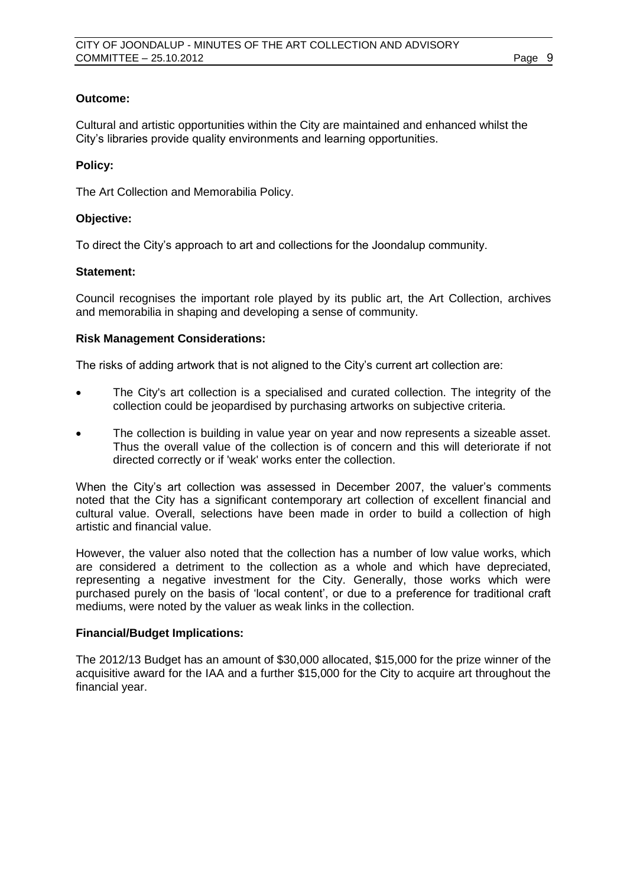**Outcome:**

Cultural and artistic opportunities within the City are maintained and enhanced whilst the City's libraries provide quality environments and learning opportunities.

**Policy:**

The Art Collection and Memorabilia Policy.

**Objective:**

To direct the City's approach to art and collections for the Joondalup community.

**Statement:**

Council recognises the important role played by its public art, the Art Collection, archives and memorabilia in shaping and developing a sense of community.

**Risk Management Considerations:**

The risks of adding artwork that is not aligned to the City's current art collection are:

- The City's art collection is a specialised and curated collection. The integrity of the collection could be jeopardised by purchasing artworks on subjective criteria.
- The collection is building in value year on year and now represents a sizeable asset. Thus the overall value of the collection is of concern and this will deteriorate if not directed correctly or if 'weak' works enter the collection.

When the City's art collection was assessed in December 2007, the valuer's comments noted that the City has a significant contemporary art collection of excellent financial and cultural value. Overall, selections have been made in order to build a collection of high artistic and financial value.

However, the valuer also noted that the collection has a number of low value works, which are considered a detriment to the collection as a whole and which have depreciated, representing a negative investment for the City. Generally, those works which were purchased purely on the basis of 'local content', or due to a preference for traditional craft mediums, were noted by the valuer as weak links in the collection.

**Financial/Budget Implications:**

The 2012/13 Budget has an amount of $30,000 allocated, $15,000 for the prize winner of the acquisitive award for the IAA and a further $15,000 for the City to acquire art throughout the financial year.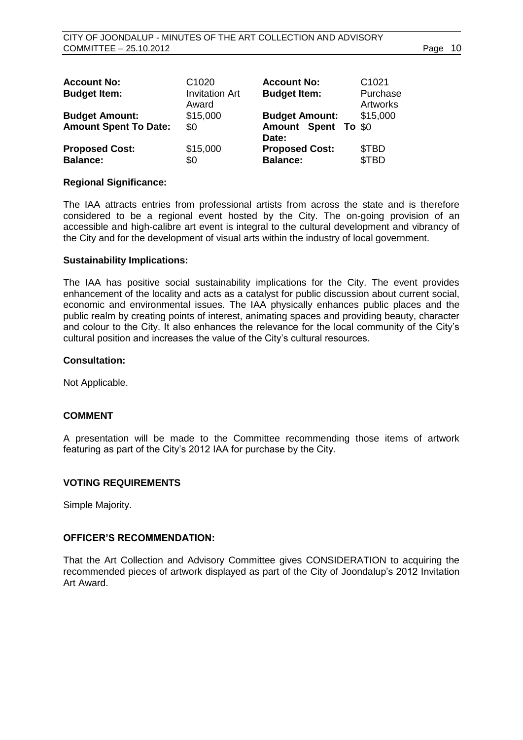| **Account No:** | C1020 | **Account No:** | C1021 |
|---|---|---|---|
| **Budget Item:** | Invitation Art Award | **Budget Item:** | Purchase Artworks |
| **Budget Amount:** | $15,000 | **Budget Amount:** | $15,000 |
| **Amount Spent To Date:** | $0 | **Amount Spent To Date:** | $0 |
| **Proposed Cost:** | $15,000 | **Proposed Cost:** | $TBD |
| **Balance:** | $0 | **Balance:** | $TBD |

**Regional Significance:**

The IAA attracts entries from professional artists from across the state and is therefore considered to be a regional event hosted by the City. The on-going provision of an accessible and high-calibre art event is integral to the cultural development and vibrancy of the City and for the development of visual arts within the industry of local government.

**Sustainability Implications:**

The IAA has positive social sustainability implications for the City. The event provides enhancement of the locality and acts as a catalyst for public discussion about current social, economic and environmental issues. The IAA physically enhances public places and the public realm by creating points of interest, animating spaces and providing beauty, character and colour to the City. It also enhances the relevance for the local community of the City's cultural position and increases the value of the City's cultural resources.

**Consultation:**

Not Applicable.

**COMMENT**

A presentation will be made to the Committee recommending those items of artwork featuring as part of the City's 2012 IAA for purchase by the City.

**VOTING REQUIREMENTS**

Simple Majority.

**OFFICER'S RECOMMENDATION:**

That the Art Collection and Advisory Committee gives CONSIDERATION to acquiring the recommended pieces of artwork displayed as part of the City of Joondalup's 2012 Invitation Art Award.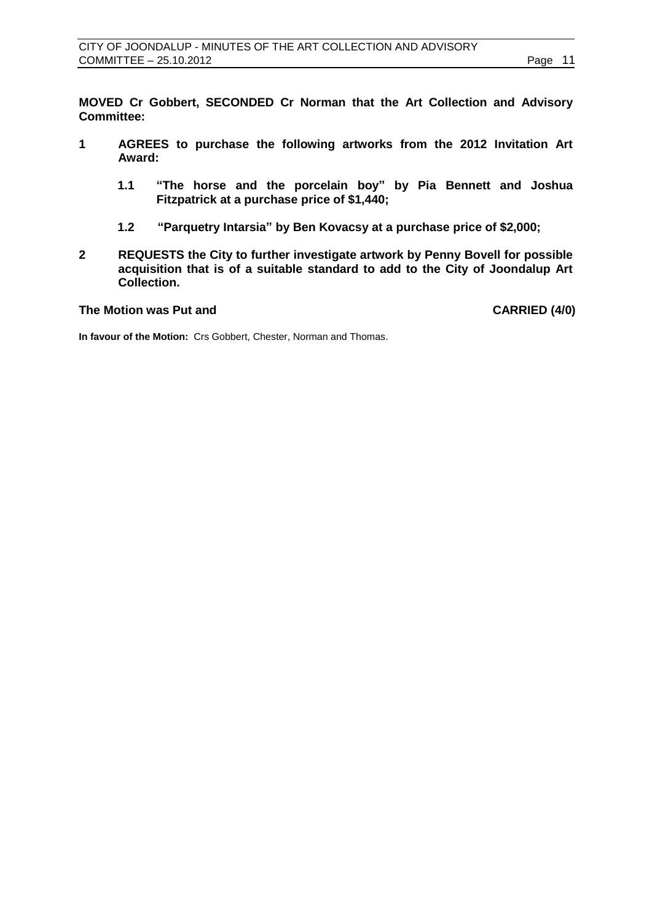**MOVED Cr Gobbert, SECONDED Cr Norman that the Art Collection and Advisory Committee:**

**1 AGREES to purchase the following artworks from the 2012 Invitation Art Award:**

**1.1 "The horse and the porcelain boy" by Pia Bennett and Joshua Fitzpatrick at a purchase price of $1,440;**

**1.2 "Parquetry Intarsia" by Ben Kovacsy at a purchase price of $2,000;**

**2 REQUESTS the City to further investigate artwork by Penny Bovell for possible acquisition that is of a suitable standard to add to the City of Joondalup Art Collection.**

**The Motion was Put and CARRIED (4/0)**

**In favour of the Motion:** Crs Gobbert, Chester, Norman and Thomas.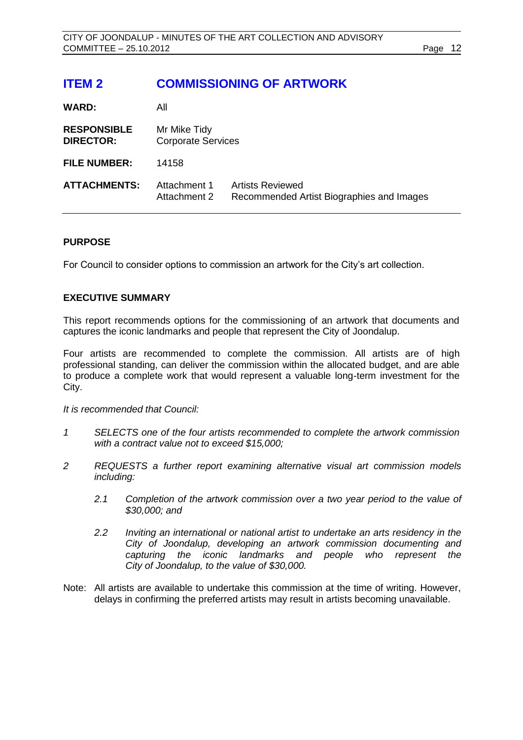# ITEM 2 COMMISSIONING OF ARTWORK

| | | |
|---|---|---|
| **WARD:** | All | |
| **RESPONSIBLE DIRECTOR:** | Mr Mike Tidy<br>Corporate Services | |
| **FILE NUMBER:** | 14158 | |
| **ATTACHMENTS:** | Attachment 1<br>Attachment 2 | Artists Reviewed<br>Recommended Artist Biographies and Images |

## PURPOSE

For Council to consider options to commission an artwork for the City's art collection.

## EXECUTIVE SUMMARY

This report recommends options for the commissioning of an artwork that documents and captures the iconic landmarks and people that represent the City of Joondalup.

Four artists are recommended to complete the commission. All artists are of high professional standing, can deliver the commission within the allocated budget, and are able to produce a complete work that would represent a valuable long-term investment for the City.

*It is recommended that Council:*

1. *SELECTS one of the four artists recommended to complete the artwork commission with a contract value not to exceed $15,000;*
2. *REQUESTS a further report examining alternative visual art commission models including:*
   - 2.1 *Completion of the artwork commission over a two year period to the value of $30,000; and*
   - 2.2 *Inviting an international or national artist to undertake an arts residency in the City of Joondalup, developing an artwork commission documenting and capturing the iconic landmarks and people who represent the City of Joondalup, to the value of $30,000.*

Note: All artists are available to undertake this commission at the time of writing. However, delays in confirming the preferred artists may result in artists becoming unavailable.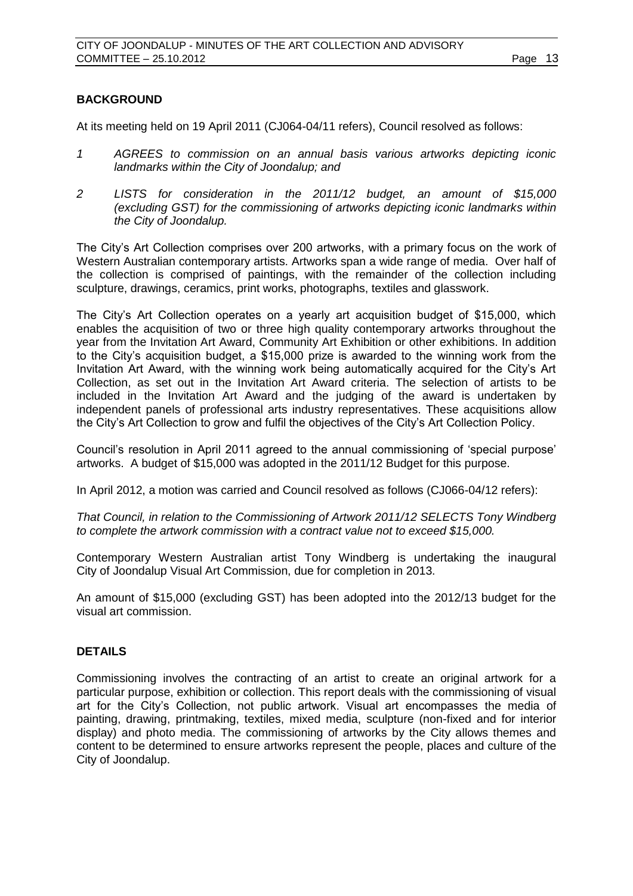## BACKGROUND

At its meeting held on 19 April 2011 (CJ064-04/11 refers), Council resolved as follows:

1. *AGREES to commission on an annual basis various artworks depicting iconic landmarks within the City of Joondalup; and*
2. *LISTS for consideration in the 2011/12 budget, an amount of $15,000 (excluding GST) for the commissioning of artworks depicting iconic landmarks within the City of Joondalup.*

The City's Art Collection comprises over 200 artworks, with a primary focus on the work of Western Australian contemporary artists. Artworks span a wide range of media. Over half of the collection is comprised of paintings, with the remainder of the collection including sculpture, drawings, ceramics, print works, photographs, textiles and glasswork.

The City's Art Collection operates on a yearly art acquisition budget of $15,000, which enables the acquisition of two or three high quality contemporary artworks throughout the year from the Invitation Art Award, Community Art Exhibition or other exhibitions. In addition to the City's acquisition budget, a $15,000 prize is awarded to the winning work from the Invitation Art Award, with the winning work being automatically acquired for the City's Art Collection, as set out in the Invitation Art Award criteria. The selection of artists to be included in the Invitation Art Award and the judging of the award is undertaken by independent panels of professional arts industry representatives. These acquisitions allow the City's Art Collection to grow and fulfil the objectives of the City's Art Collection Policy.

Council's resolution in April 2011 agreed to the annual commissioning of 'special purpose' artworks. A budget of $15,000 was adopted in the 2011/12 Budget for this purpose.

In April 2012, a motion was carried and Council resolved as follows (CJ066-04/12 refers):

*That Council, in relation to the Commissioning of Artwork 2011/12 SELECTS Tony Windberg to complete the artwork commission with a contract value not to exceed $15,000.*

Contemporary Western Australian artist Tony Windberg is undertaking the inaugural City of Joondalup Visual Art Commission, due for completion in 2013.

An amount of $15,000 (excluding GST) has been adopted into the 2012/13 budget for the visual art commission.

## DETAILS

Commissioning involves the contracting of an artist to create an original artwork for a particular purpose, exhibition or collection. This report deals with the commissioning of visual art for the City's Collection, not public artwork. Visual art encompasses the media of painting, drawing, printmaking, textiles, mixed media, sculpture (non-fixed and for interior display) and photo media. The commissioning of artworks by the City allows themes and content to be determined to ensure artworks represent the people, places and culture of the City of Joondalup.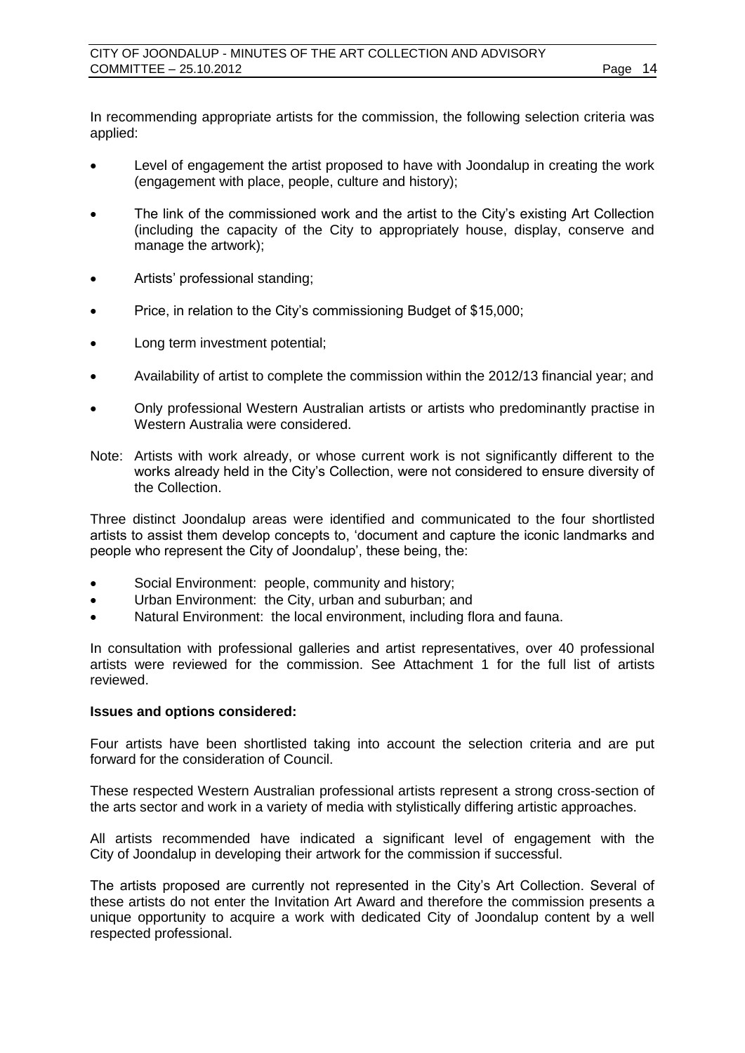In recommending appropriate artists for the commission, the following selection criteria was applied:

- Level of engagement the artist proposed to have with Joondalup in creating the work (engagement with place, people, culture and history);
- The link of the commissioned work and the artist to the City's existing Art Collection (including the capacity of the City to appropriately house, display, conserve and manage the artwork);
- Artists' professional standing;
- Price, in relation to the City's commissioning Budget of $15,000;
- Long term investment potential;
- Availability of artist to complete the commission within the 2012/13 financial year; and
- Only professional Western Australian artists or artists who predominantly practise in Western Australia were considered.

Note: Artists with work already, or whose current work is not significantly different to the works already held in the City's Collection, were not considered to ensure diversity of the Collection.

Three distinct Joondalup areas were identified and communicated to the four shortlisted artists to assist them develop concepts to, 'document and capture the iconic landmarks and people who represent the City of Joondalup', these being, the:

- Social Environment: people, community and history;
- Urban Environment: the City, urban and suburban; and
- Natural Environment: the local environment, including flora and fauna.

In consultation with professional galleries and artist representatives, over 40 professional artists were reviewed for the commission. See Attachment 1 for the full list of artists reviewed.

**Issues and options considered:**

Four artists have been shortlisted taking into account the selection criteria and are put forward for the consideration of Council.

These respected Western Australian professional artists represent a strong cross-section of the arts sector and work in a variety of media with stylistically differing artistic approaches.

All artists recommended have indicated a significant level of engagement with the City of Joondalup in developing their artwork for the commission if successful.

The artists proposed are currently not represented in the City's Art Collection. Several of these artists do not enter the Invitation Art Award and therefore the commission presents a unique opportunity to acquire a work with dedicated City of Joondalup content by a well respected professional.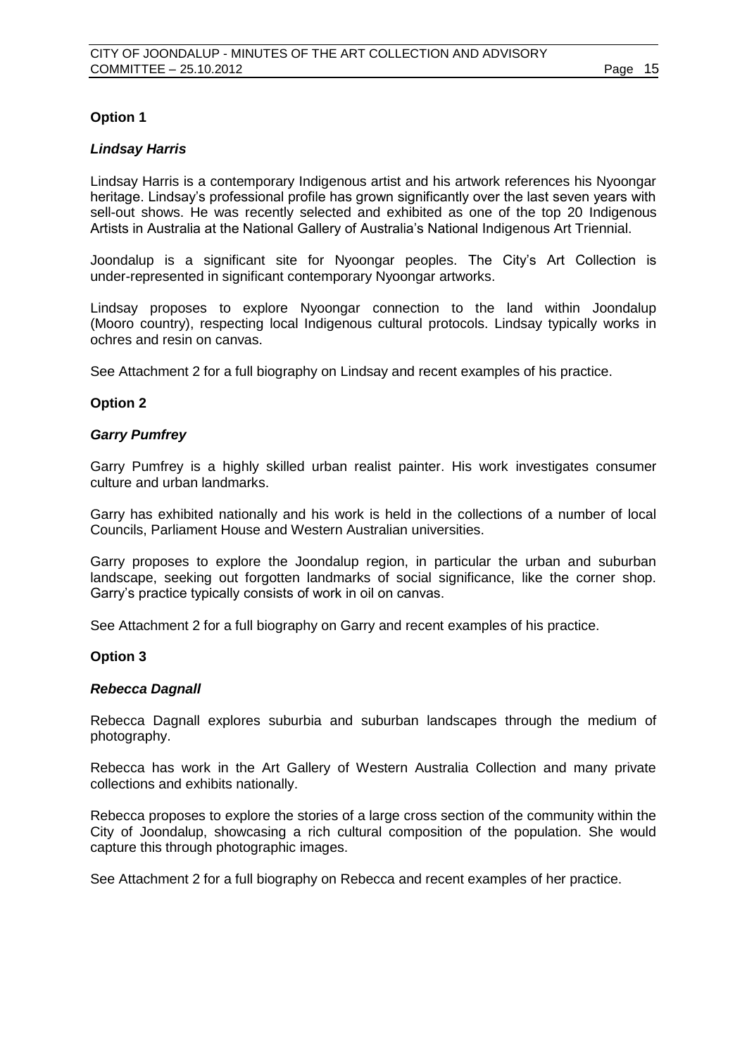**Option 1**

***Lindsay Harris***

Lindsay Harris is a contemporary Indigenous artist and his artwork references his Nyoongar heritage. Lindsay's professional profile has grown significantly over the last seven years with sell-out shows. He was recently selected and exhibited as one of the top 20 Indigenous Artists in Australia at the National Gallery of Australia's National Indigenous Art Triennial.

Joondalup is a significant site for Nyoongar peoples. The City's Art Collection is under-represented in significant contemporary Nyoongar artworks.

Lindsay proposes to explore Nyoongar connection to the land within Joondalup (Mooro country), respecting local Indigenous cultural protocols. Lindsay typically works in ochres and resin on canvas.

See Attachment 2 for a full biography on Lindsay and recent examples of his practice.

**Option 2**

***Garry Pumfrey***

Garry Pumfrey is a highly skilled urban realist painter. His work investigates consumer culture and urban landmarks.

Garry has exhibited nationally and his work is held in the collections of a number of local Councils, Parliament House and Western Australian universities.

Garry proposes to explore the Joondalup region, in particular the urban and suburban landscape, seeking out forgotten landmarks of social significance, like the corner shop. Garry's practice typically consists of work in oil on canvas.

See Attachment 2 for a full biography on Garry and recent examples of his practice.

**Option 3**

***Rebecca Dagnall***

Rebecca Dagnall explores suburbia and suburban landscapes through the medium of photography.

Rebecca has work in the Art Gallery of Western Australia Collection and many private collections and exhibits nationally.

Rebecca proposes to explore the stories of a large cross section of the community within the City of Joondalup, showcasing a rich cultural composition of the population. She would capture this through photographic images.

See Attachment 2 for a full biography on Rebecca and recent examples of her practice.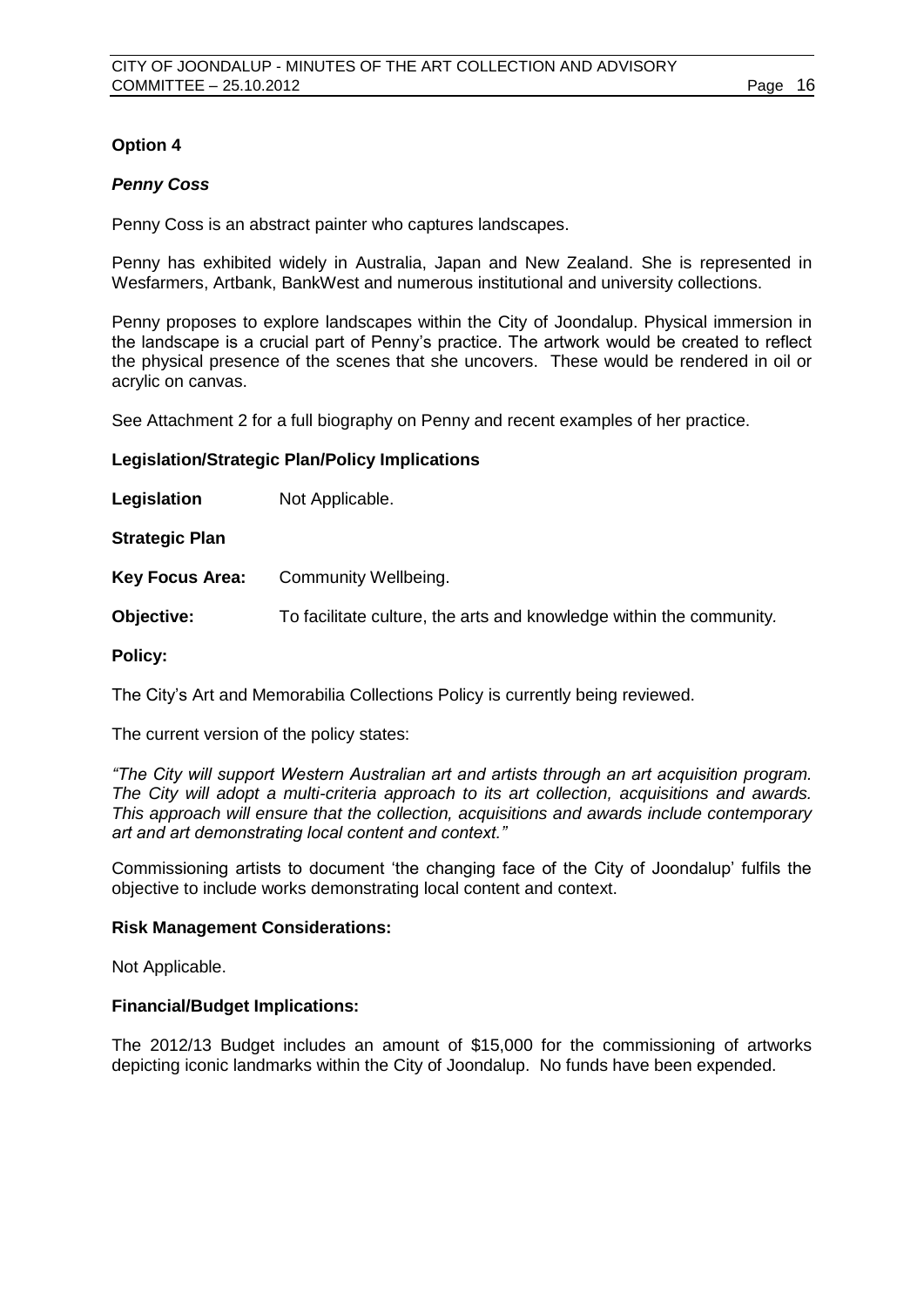**Option 4**

***Penny Coss***

Penny Coss is an abstract painter who captures landscapes.

Penny has exhibited widely in Australia, Japan and New Zealand. She is represented in Wesfarmers, Artbank, BankWest and numerous institutional and university collections.

Penny proposes to explore landscapes within the City of Joondalup. Physical immersion in the landscape is a crucial part of Penny's practice. The artwork would be created to reflect the physical presence of the scenes that she uncovers. These would be rendered in oil or acrylic on canvas.

See Attachment 2 for a full biography on Penny and recent examples of her practice.

**Legislation/Strategic Plan/Policy Implications**

**Legislation** Not Applicable.

**Strategic Plan**

**Key Focus Area:** Community Wellbeing.

**Objective:** To facilitate culture, the arts and knowledge within the community.

**Policy:**

The City's Art and Memorabilia Collections Policy is currently being reviewed.

The current version of the policy states:

*"The City will support Western Australian art and artists through an art acquisition program. The City will adopt a multi-criteria approach to its art collection, acquisitions and awards. This approach will ensure that the collection, acquisitions and awards include contemporary art and art demonstrating local content and context."*

Commissioning artists to document 'the changing face of the City of Joondalup' fulfils the objective to include works demonstrating local content and context.

**Risk Management Considerations:**

Not Applicable.

**Financial/Budget Implications:**

The 2012/13 Budget includes an amount of $15,000 for the commissioning of artworks depicting iconic landmarks within the City of Joondalup. No funds have been expended.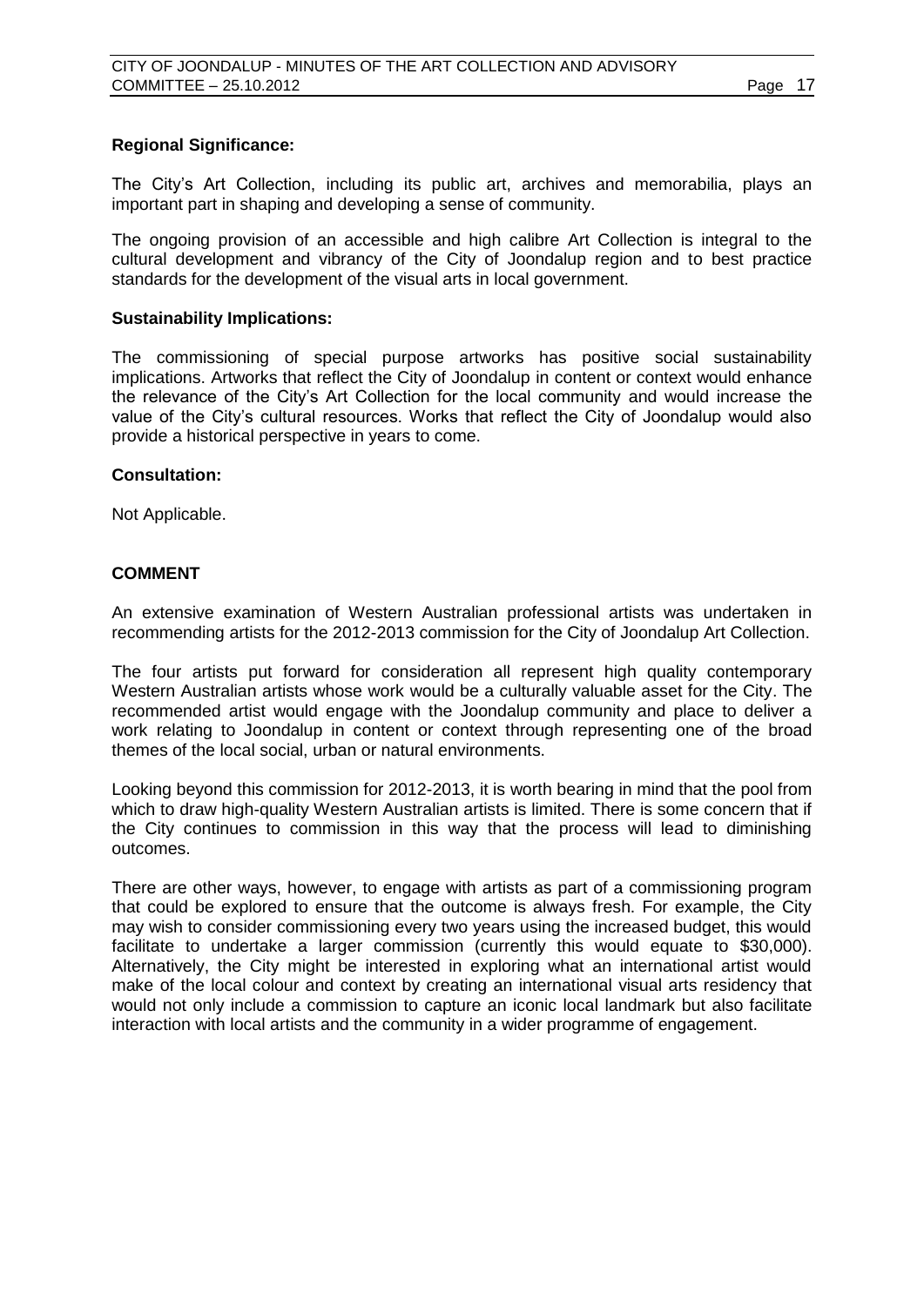**Regional Significance:**

The City's Art Collection, including its public art, archives and memorabilia, plays an important part in shaping and developing a sense of community.

The ongoing provision of an accessible and high calibre Art Collection is integral to the cultural development and vibrancy of the City of Joondalup region and to best practice standards for the development of the visual arts in local government.

**Sustainability Implications:**

The commissioning of special purpose artworks has positive social sustainability implications. Artworks that reflect the City of Joondalup in content or context would enhance the relevance of the City's Art Collection for the local community and would increase the value of the City's cultural resources. Works that reflect the City of Joondalup would also provide a historical perspective in years to come.

**Consultation:**

Not Applicable.

## COMMENT

An extensive examination of Western Australian professional artists was undertaken in recommending artists for the 2012-2013 commission for the City of Joondalup Art Collection.

The four artists put forward for consideration all represent high quality contemporary Western Australian artists whose work would be a culturally valuable asset for the City. The recommended artist would engage with the Joondalup community and place to deliver a work relating to Joondalup in content or context through representing one of the broad themes of the local social, urban or natural environments.

Looking beyond this commission for 2012-2013, it is worth bearing in mind that the pool from which to draw high-quality Western Australian artists is limited. There is some concern that if the City continues to commission in this way that the process will lead to diminishing outcomes.

There are other ways, however, to engage with artists as part of a commissioning program that could be explored to ensure that the outcome is always fresh. For example, the City may wish to consider commissioning every two years using the increased budget, this would facilitate to undertake a larger commission (currently this would equate to $30,000). Alternatively, the City might be interested in exploring what an international artist would make of the local colour and context by creating an international visual arts residency that would not only include a commission to capture an iconic local landmark but also facilitate interaction with local artists and the community in a wider programme of engagement.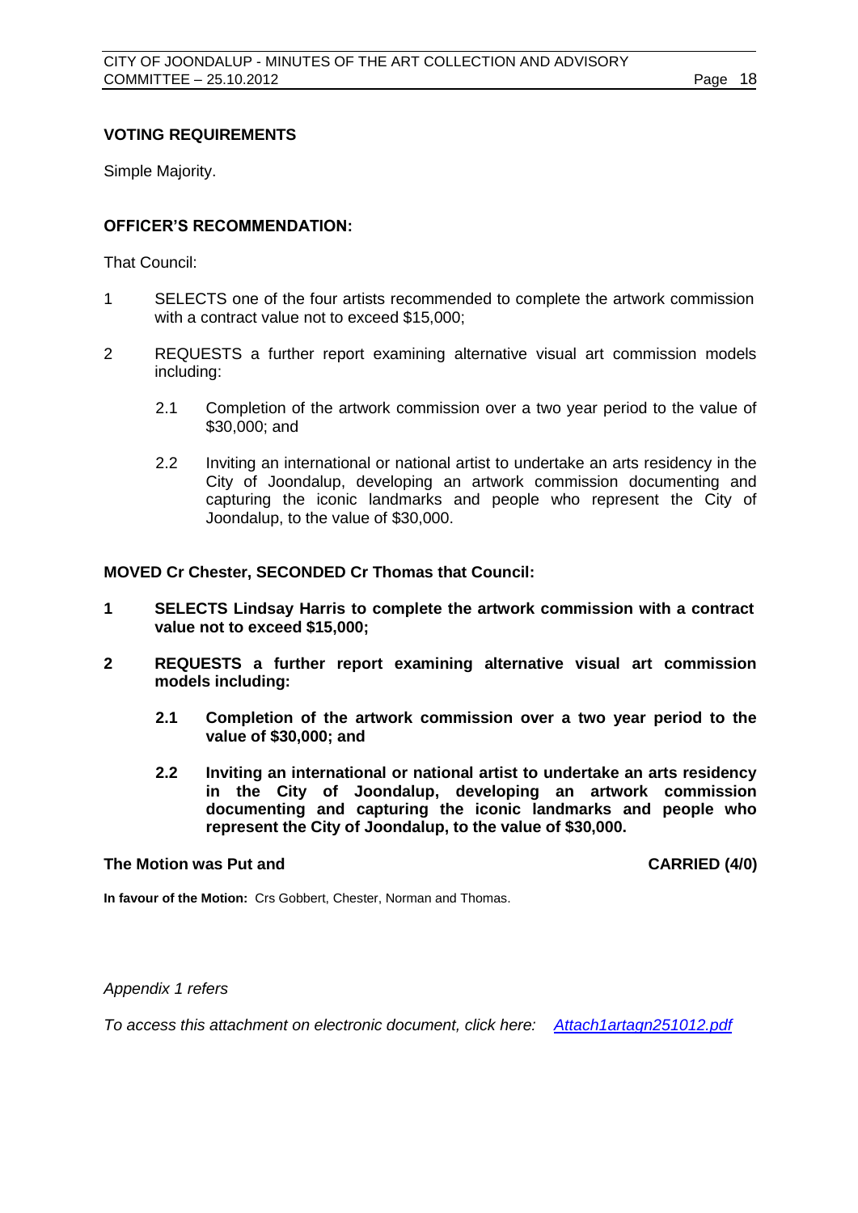**VOTING REQUIREMENTS**

Simple Majority.

**OFFICER'S RECOMMENDATION:**

That Council:

1. SELECTS one of the four artists recommended to complete the artwork commission with a contract value not to exceed $15,000;

2. REQUESTS a further report examining alternative visual art commission models including:

   2.1 Completion of the artwork commission over a two year period to the value of $30,000; and

   2.2 Inviting an international or national artist to undertake an arts residency in the City of Joondalup, developing an artwork commission documenting and capturing the iconic landmarks and people who represent the City of Joondalup, to the value of $30,000.

**MOVED Cr Chester, SECONDED Cr Thomas that Council:**

**1. SELECTS Lindsay Harris to complete the artwork commission with a contract value not to exceed $15,000;**

**2. REQUESTS a further report examining alternative visual art commission models including:**

   **2.1 Completion of the artwork commission over a two year period to the value of $30,000; and**

   **2.2 Inviting an international or national artist to undertake an arts residency in the City of Joondalup, developing an artwork commission documenting and capturing the iconic landmarks and people who represent the City of Joondalup, to the value of $30,000.**

**The Motion was Put and CARRIED (4/0)**

**In favour of the Motion:** Crs Gobbert, Chester, Norman and Thomas.

*Appendix 1 refers*

*To access this attachment on electronic document, click here: [Attach1artagn251012.pdf](Attach1artagn251012.pdf)*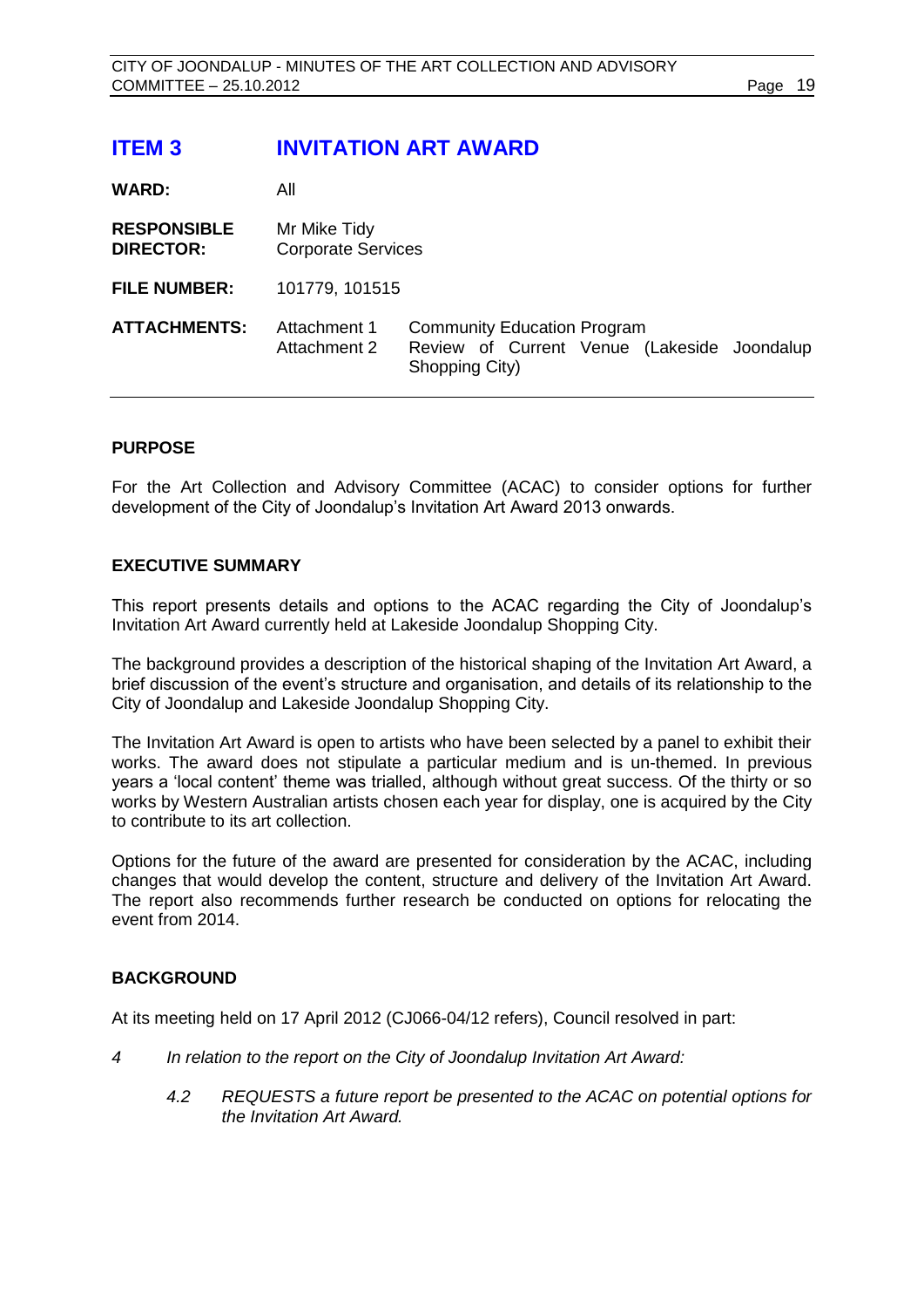# ITEM 3 INVITATION ART AWARD

| | | |
|---|---|---|
| **WARD:** | All | |
| **RESPONSIBLE DIRECTOR:** | Mr Mike Tidy Corporate Services | |
| **FILE NUMBER:** | 101779, 101515 | |
| **ATTACHMENTS:** | Attachment 1 | Community Education Program |
| | Attachment 2 | Review of Current Venue (Lakeside Joondalup Shopping City) |

## PURPOSE

For the Art Collection and Advisory Committee (ACAC) to consider options for further development of the City of Joondalup's Invitation Art Award 2013 onwards.

## EXECUTIVE SUMMARY

This report presents details and options to the ACAC regarding the City of Joondalup's Invitation Art Award currently held at Lakeside Joondalup Shopping City.

The background provides a description of the historical shaping of the Invitation Art Award, a brief discussion of the event's structure and organisation, and details of its relationship to the City of Joondalup and Lakeside Joondalup Shopping City.

The Invitation Art Award is open to artists who have been selected by a panel to exhibit their works. The award does not stipulate a particular medium and is un-themed. In previous years a 'local content' theme was trialled, although without great success. Of the thirty or so works by Western Australian artists chosen each year for display, one is acquired by the City to contribute to its art collection.

Options for the future of the award are presented for consideration by the ACAC, including changes that would develop the content, structure and delivery of the Invitation Art Award. The report also recommends further research be conducted on options for relocating the event from 2014.

## BACKGROUND

At its meeting held on 17 April 2012 (CJ066-04/12 refers), Council resolved in part:

*4 In relation to the report on the City of Joondalup Invitation Art Award:*

*4.2 REQUESTS a future report be presented to the ACAC on potential options for the Invitation Art Award.*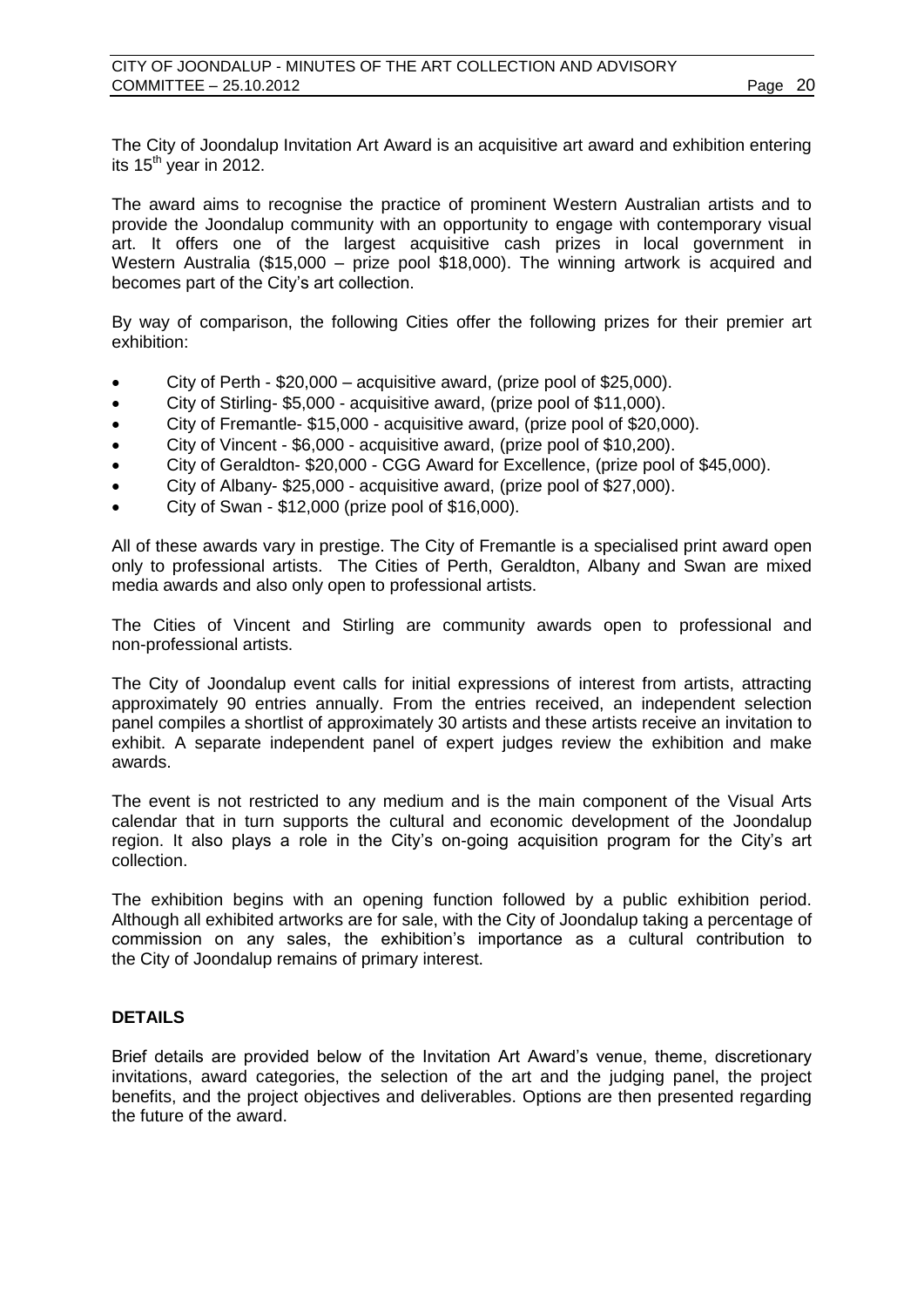The City of Joondalup Invitation Art Award is an acquisitive art award and exhibition entering its 15$^{th}$ year in 2012.

The award aims to recognise the practice of prominent Western Australian artists and to provide the Joondalup community with an opportunity to engage with contemporary visual art. It offers one of the largest acquisitive cash prizes in local government in Western Australia ($15,000 – prize pool $18,000). The winning artwork is acquired and becomes part of the City's art collection.

By way of comparison, the following Cities offer the following prizes for their premier art exhibition:

- City of Perth - $20,000 – acquisitive award, (prize pool of $25,000).
- City of Stirling- $5,000 - acquisitive award, (prize pool of $11,000).
- City of Fremantle- $15,000 - acquisitive award, (prize pool of $20,000).
- City of Vincent - $6,000 - acquisitive award, (prize pool of $10,200).
- City of Geraldton- $20,000 - CGG Award for Excellence, (prize pool of $45,000).
- City of Albany- $25,000 - acquisitive award, (prize pool of $27,000).
- City of Swan - $12,000 (prize pool of $16,000).

All of these awards vary in prestige. The City of Fremantle is a specialised print award open only to professional artists. The Cities of Perth, Geraldton, Albany and Swan are mixed media awards and also only open to professional artists.

The Cities of Vincent and Stirling are community awards open to professional and non-professional artists.

The City of Joondalup event calls for initial expressions of interest from artists, attracting approximately 90 entries annually. From the entries received, an independent selection panel compiles a shortlist of approximately 30 artists and these artists receive an invitation to exhibit. A separate independent panel of expert judges review the exhibition and make awards.

The event is not restricted to any medium and is the main component of the Visual Arts calendar that in turn supports the cultural and economic development of the Joondalup region. It also plays a role in the City's on-going acquisition program for the City's art collection.

The exhibition begins with an opening function followed by a public exhibition period. Although all exhibited artworks are for sale, with the City of Joondalup taking a percentage of commission on any sales, the exhibition's importance as a cultural contribution to the City of Joondalup remains of primary interest.

## DETAILS

Brief details are provided below of the Invitation Art Award's venue, theme, discretionary invitations, award categories, the selection of the art and the judging panel, the project benefits, and the project objectives and deliverables. Options are then presented regarding the future of the award.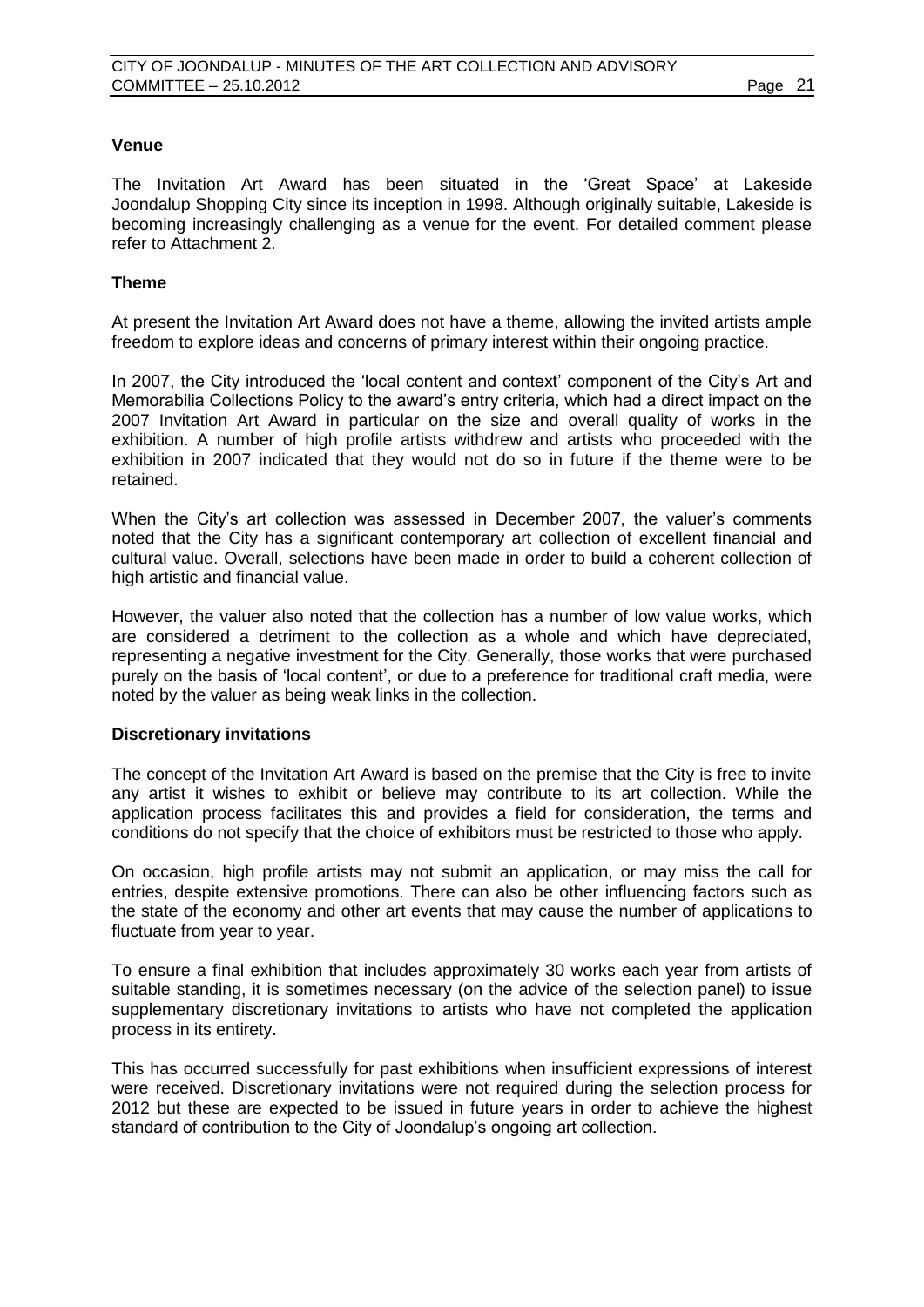**Venue**

The Invitation Art Award has been situated in the 'Great Space' at Lakeside Joondalup Shopping City since its inception in 1998. Although originally suitable, Lakeside is becoming increasingly challenging as a venue for the event. For detailed comment please refer to Attachment 2.

**Theme**

At present the Invitation Art Award does not have a theme, allowing the invited artists ample freedom to explore ideas and concerns of primary interest within their ongoing practice.

In 2007, the City introduced the 'local content and context' component of the City's Art and Memorabilia Collections Policy to the award's entry criteria, which had a direct impact on the 2007 Invitation Art Award in particular on the size and overall quality of works in the exhibition. A number of high profile artists withdrew and artists who proceeded with the exhibition in 2007 indicated that they would not do so in future if the theme were to be retained.

When the City's art collection was assessed in December 2007, the valuer's comments noted that the City has a significant contemporary art collection of excellent financial and cultural value. Overall, selections have been made in order to build a coherent collection of high artistic and financial value.

However, the valuer also noted that the collection has a number of low value works, which are considered a detriment to the collection as a whole and which have depreciated, representing a negative investment for the City. Generally, those works that were purchased purely on the basis of 'local content', or due to a preference for traditional craft media, were noted by the valuer as being weak links in the collection.

**Discretionary invitations**

The concept of the Invitation Art Award is based on the premise that the City is free to invite any artist it wishes to exhibit or believe may contribute to its art collection. While the application process facilitates this and provides a field for consideration, the terms and conditions do not specify that the choice of exhibitors must be restricted to those who apply.

On occasion, high profile artists may not submit an application, or may miss the call for entries, despite extensive promotions. There can also be other influencing factors such as the state of the economy and other art events that may cause the number of applications to fluctuate from year to year.

To ensure a final exhibition that includes approximately 30 works each year from artists of suitable standing, it is sometimes necessary (on the advice of the selection panel) to issue supplementary discretionary invitations to artists who have not completed the application process in its entirety.

This has occurred successfully for past exhibitions when insufficient expressions of interest were received. Discretionary invitations were not required during the selection process for 2012 but these are expected to be issued in future years in order to achieve the highest standard of contribution to the City of Joondalup's ongoing art collection.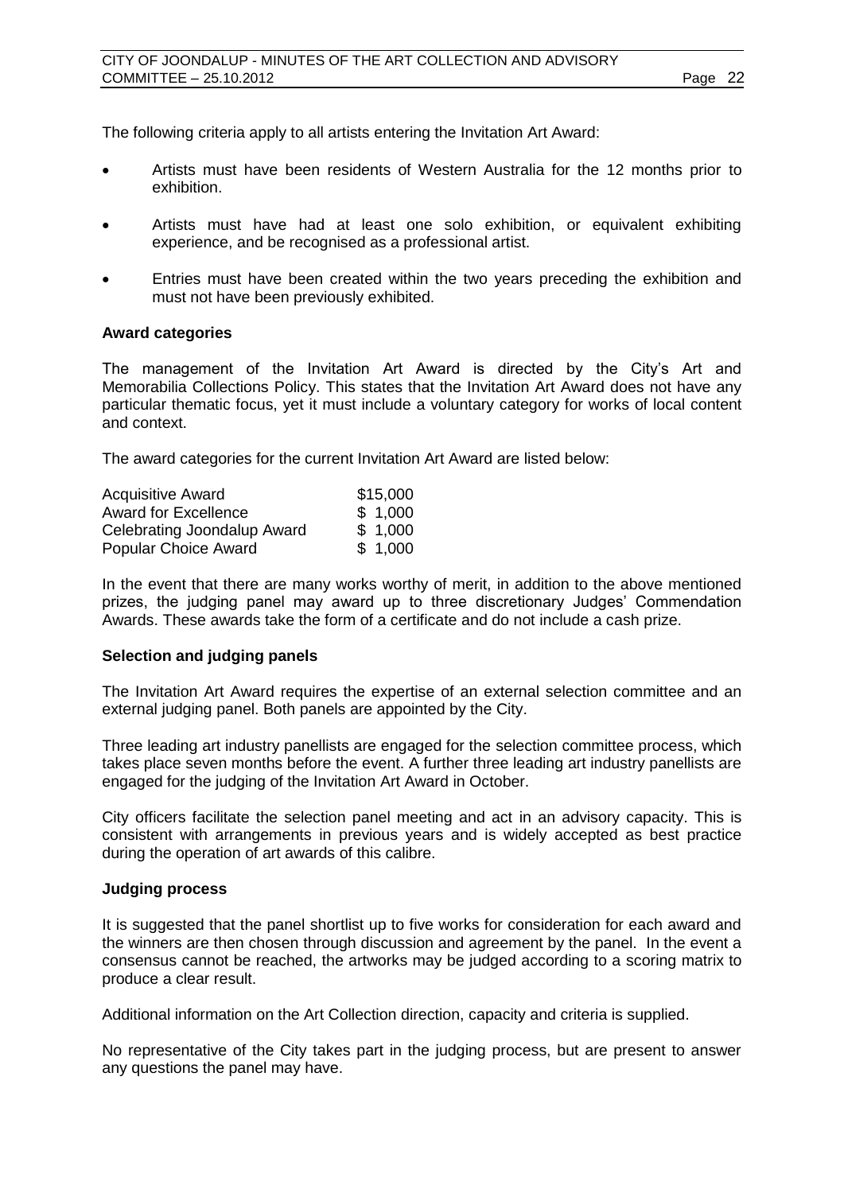The following criteria apply to all artists entering the Invitation Art Award:

- Artists must have been residents of Western Australia for the 12 months prior to exhibition.
- Artists must have had at least one solo exhibition, or equivalent exhibiting experience, and be recognised as a professional artist.
- Entries must have been created within the two years preceding the exhibition and must not have been previously exhibited.

**Award categories**

The management of the Invitation Art Award is directed by the City's Art and Memorabilia Collections Policy. This states that the Invitation Art Award does not have any particular thematic focus, yet it must include a voluntary category for works of local content and context.

The award categories for the current Invitation Art Award are listed below:

| | |
|---|---|
| Acquisitive Award | $15,000 |
| Award for Excellence | $ 1,000 |
| Celebrating Joondalup Award | $ 1,000 |
| Popular Choice Award | $ 1,000 |

In the event that there are many works worthy of merit, in addition to the above mentioned prizes, the judging panel may award up to three discretionary Judges' Commendation Awards. These awards take the form of a certificate and do not include a cash prize.

**Selection and judging panels**

The Invitation Art Award requires the expertise of an external selection committee and an external judging panel. Both panels are appointed by the City.

Three leading art industry panellists are engaged for the selection committee process, which takes place seven months before the event. A further three leading art industry panellists are engaged for the judging of the Invitation Art Award in October.

City officers facilitate the selection panel meeting and act in an advisory capacity. This is consistent with arrangements in previous years and is widely accepted as best practice during the operation of art awards of this calibre.

**Judging process**

It is suggested that the panel shortlist up to five works for consideration for each award and the winners are then chosen through discussion and agreement by the panel. In the event a consensus cannot be reached, the artworks may be judged according to a scoring matrix to produce a clear result.

Additional information on the Art Collection direction, capacity and criteria is supplied.

No representative of the City takes part in the judging process, but are present to answer any questions the panel may have.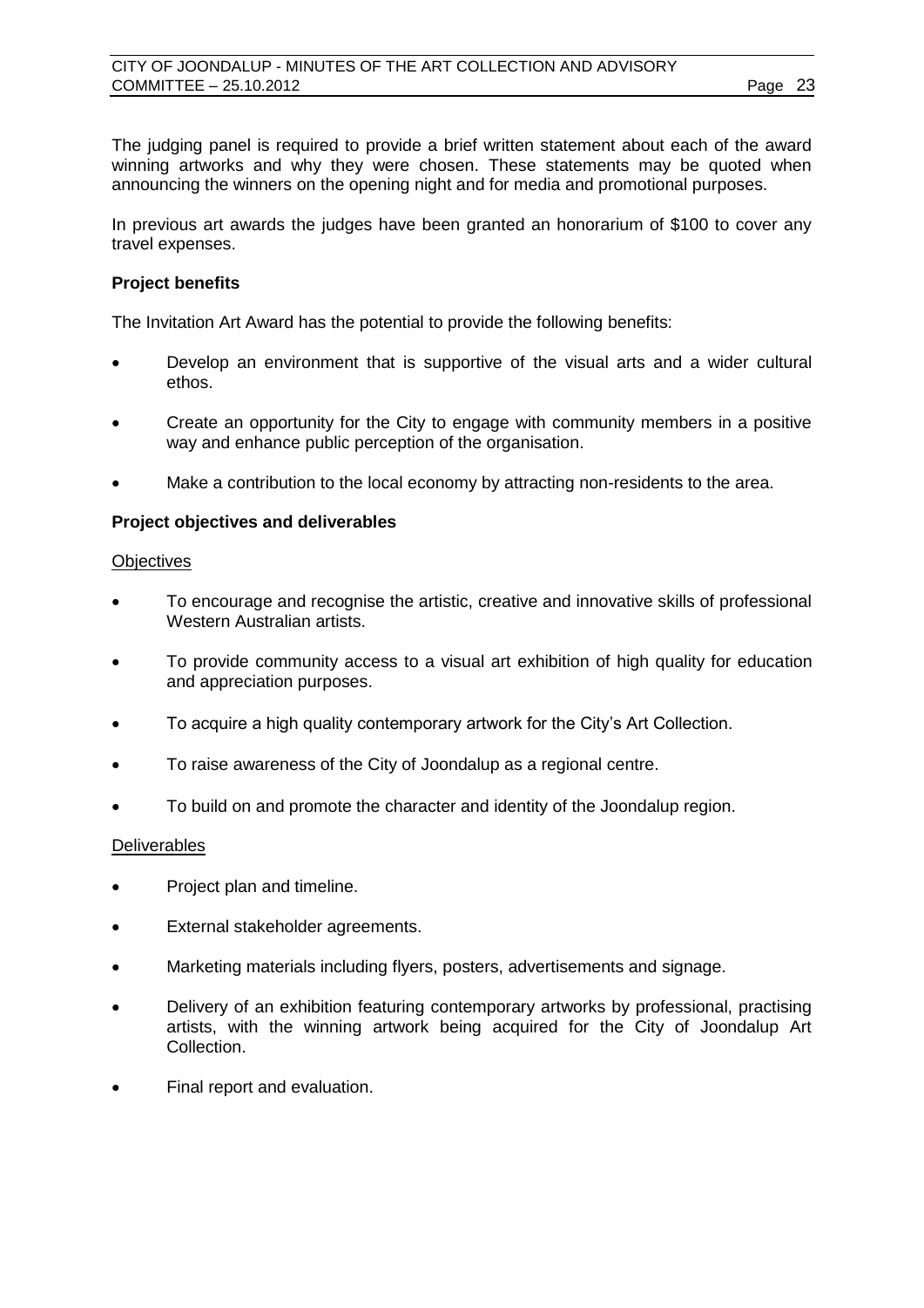The judging panel is required to provide a brief written statement about each of the award winning artworks and why they were chosen. These statements may be quoted when announcing the winners on the opening night and for media and promotional purposes.

In previous art awards the judges have been granted an honorarium of $100 to cover any travel expenses.

**Project benefits**

The Invitation Art Award has the potential to provide the following benefits:

- Develop an environment that is supportive of the visual arts and a wider cultural ethos.
- Create an opportunity for the City to engage with community members in a positive way and enhance public perception of the organisation.
- Make a contribution to the local economy by attracting non-residents to the area.

**Project objectives and deliverables**

Objectives

- To encourage and recognise the artistic, creative and innovative skills of professional Western Australian artists.
- To provide community access to a visual art exhibition of high quality for education and appreciation purposes.
- To acquire a high quality contemporary artwork for the City's Art Collection.
- To raise awareness of the City of Joondalup as a regional centre.
- To build on and promote the character and identity of the Joondalup region.

Deliverables

- Project plan and timeline.
- External stakeholder agreements.
- Marketing materials including flyers, posters, advertisements and signage.
- Delivery of an exhibition featuring contemporary artworks by professional, practising artists, with the winning artwork being acquired for the City of Joondalup Art Collection.
- Final report and evaluation.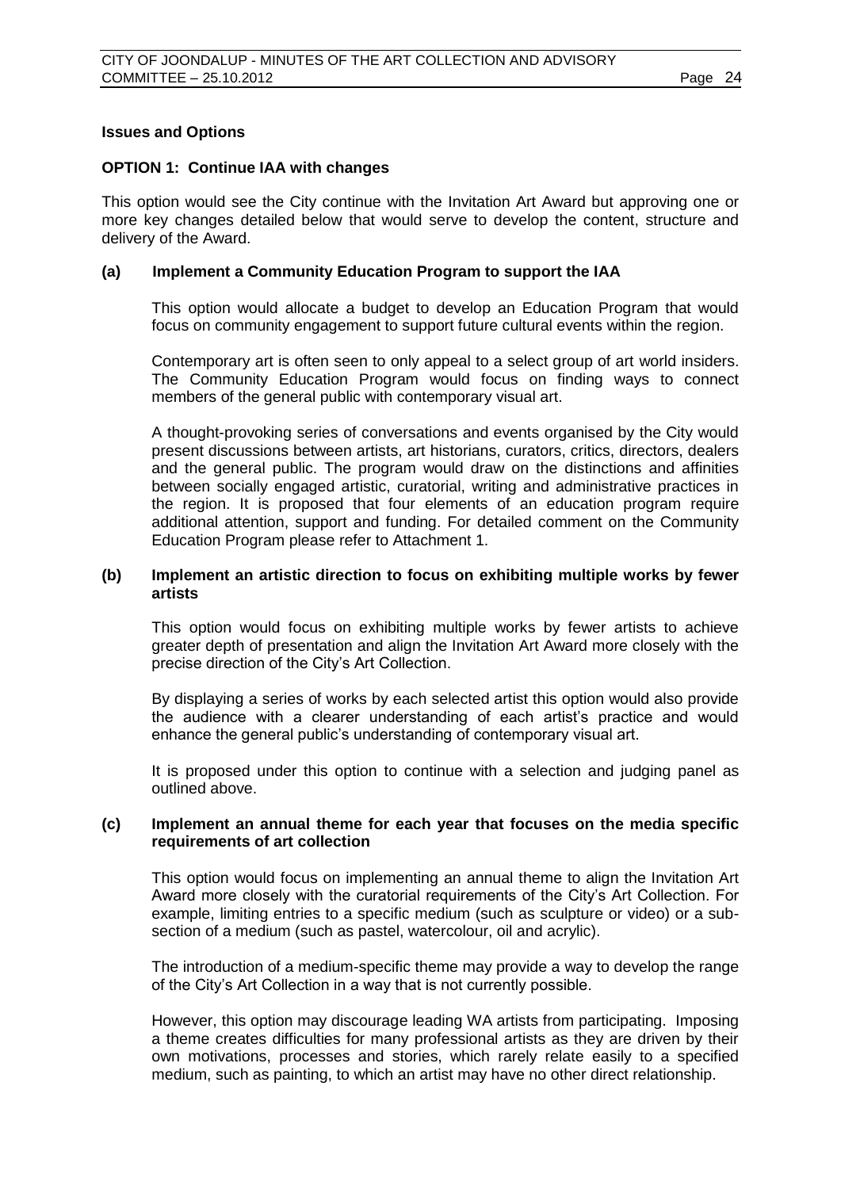**Issues and Options**

**OPTION 1: Continue IAA with changes**

This option would see the City continue with the Invitation Art Award but approving one or more key changes detailed below that would serve to develop the content, structure and delivery of the Award.

**(a) Implement a Community Education Program to support the IAA**

This option would allocate a budget to develop an Education Program that would focus on community engagement to support future cultural events within the region.

Contemporary art is often seen to only appeal to a select group of art world insiders. The Community Education Program would focus on finding ways to connect members of the general public with contemporary visual art.

A thought-provoking series of conversations and events organised by the City would present discussions between artists, art historians, curators, critics, directors, dealers and the general public. The program would draw on the distinctions and affinities between socially engaged artistic, curatorial, writing and administrative practices in the region. It is proposed that four elements of an education program require additional attention, support and funding. For detailed comment on the Community Education Program please refer to Attachment 1.

**(b) Implement an artistic direction to focus on exhibiting multiple works by fewer artists**

This option would focus on exhibiting multiple works by fewer artists to achieve greater depth of presentation and align the Invitation Art Award more closely with the precise direction of the City's Art Collection.

By displaying a series of works by each selected artist this option would also provide the audience with a clearer understanding of each artist's practice and would enhance the general public's understanding of contemporary visual art.

It is proposed under this option to continue with a selection and judging panel as outlined above.

**(c) Implement an annual theme for each year that focuses on the media specific requirements of art collection**

This option would focus on implementing an annual theme to align the Invitation Art Award more closely with the curatorial requirements of the City's Art Collection. For example, limiting entries to a specific medium (such as sculpture or video) or a sub-section of a medium (such as pastel, watercolour, oil and acrylic).

The introduction of a medium-specific theme may provide a way to develop the range of the City's Art Collection in a way that is not currently possible.

However, this option may discourage leading WA artists from participating. Imposing a theme creates difficulties for many professional artists as they are driven by their own motivations, processes and stories, which rarely relate easily to a specified medium, such as painting, to which an artist may have no other direct relationship.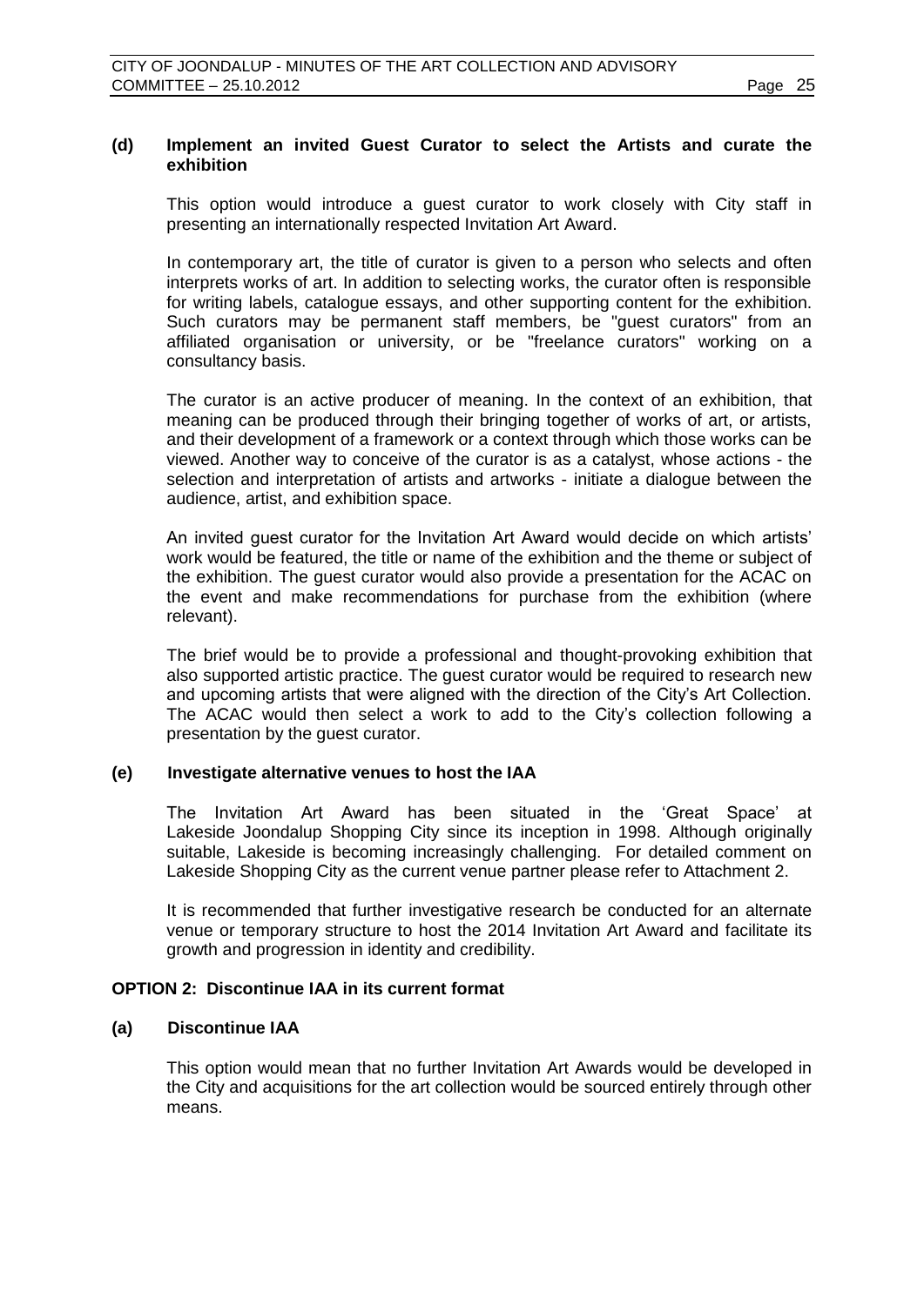**(d) Implement an invited Guest Curator to select the Artists and curate the exhibition**

This option would introduce a guest curator to work closely with City staff in presenting an internationally respected Invitation Art Award.

In contemporary art, the title of curator is given to a person who selects and often interprets works of art. In addition to selecting works, the curator often is responsible for writing labels, catalogue essays, and other supporting content for the exhibition. Such curators may be permanent staff members, be "guest curators" from an affiliated organisation or university, or be "freelance curators" working on a consultancy basis.

The curator is an active producer of meaning. In the context of an exhibition, that meaning can be produced through their bringing together of works of art, or artists, and their development of a framework or a context through which those works can be viewed. Another way to conceive of the curator is as a catalyst, whose actions - the selection and interpretation of artists and artworks - initiate a dialogue between the audience, artist, and exhibition space.

An invited guest curator for the Invitation Art Award would decide on which artists' work would be featured, the title or name of the exhibition and the theme or subject of the exhibition. The guest curator would also provide a presentation for the ACAC on the event and make recommendations for purchase from the exhibition (where relevant).

The brief would be to provide a professional and thought-provoking exhibition that also supported artistic practice. The guest curator would be required to research new and upcoming artists that were aligned with the direction of the City's Art Collection. The ACAC would then select a work to add to the City's collection following a presentation by the guest curator.

**(e) Investigate alternative venues to host the IAA**

The Invitation Art Award has been situated in the 'Great Space' at Lakeside Joondalup Shopping City since its inception in 1998. Although originally suitable, Lakeside is becoming increasingly challenging. For detailed comment on Lakeside Shopping City as the current venue partner please refer to Attachment 2.

It is recommended that further investigative research be conducted for an alternate venue or temporary structure to host the 2014 Invitation Art Award and facilitate its growth and progression in identity and credibility.

**OPTION 2: Discontinue IAA in its current format**

**(a) Discontinue IAA**

This option would mean that no further Invitation Art Awards would be developed in the City and acquisitions for the art collection would be sourced entirely through other means.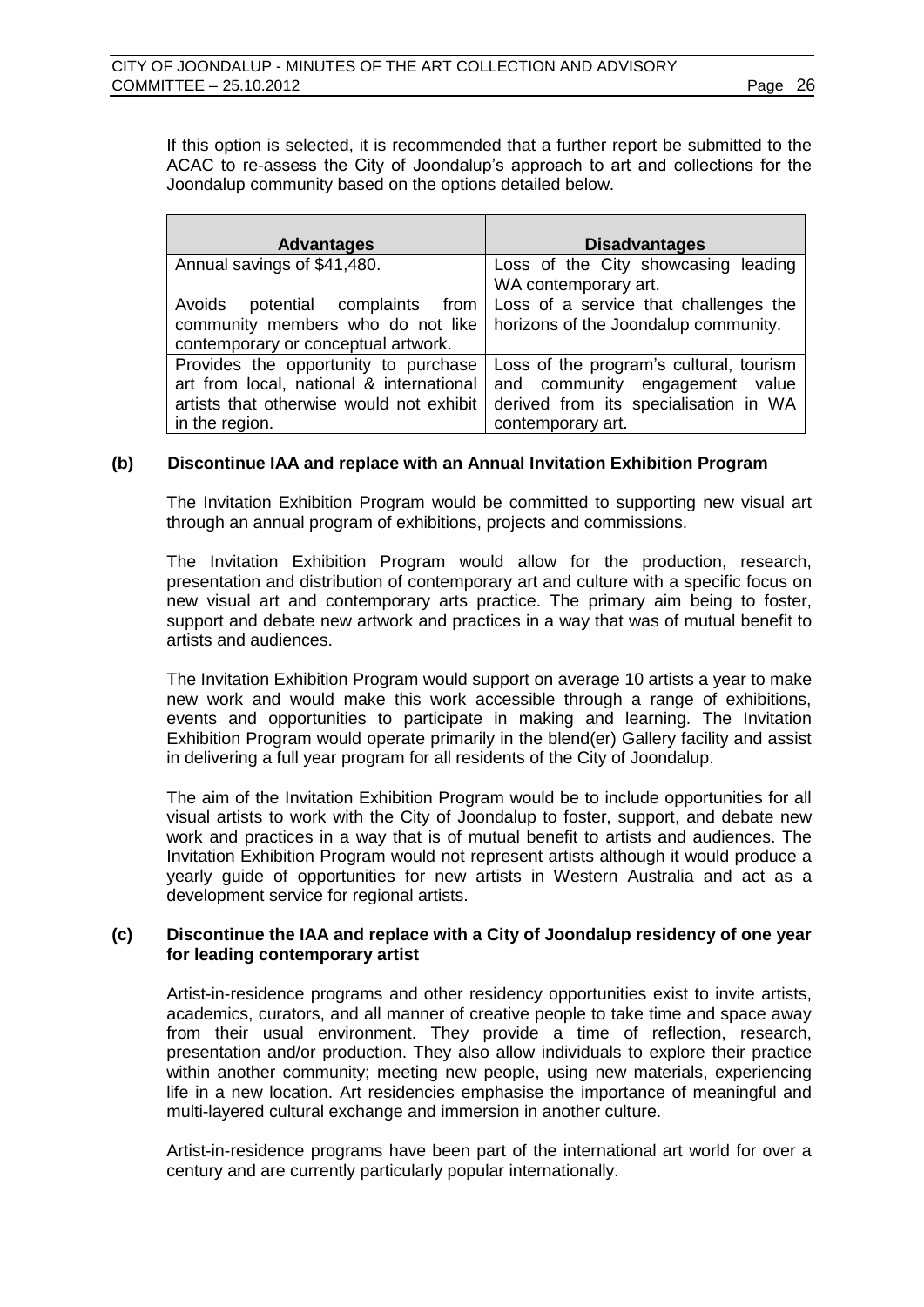If this option is selected, it is recommended that a further report be submitted to the ACAC to re-assess the City of Joondalup's approach to art and collections for the Joondalup community based on the options detailed below.

| Advantages | Disadvantages |
|---|---|
| Annual savings of $41,480. | Loss of the City showcasing leading WA contemporary art. |
| Avoids potential complaints from community members who do not like contemporary or conceptual artwork. | Loss of a service that challenges the horizons of the Joondalup community. |
| Provides the opportunity to purchase art from local, national & international artists that otherwise would not exhibit in the region. | Loss of the program's cultural, tourism and community engagement value derived from its specialisation in WA contemporary art. |

**(b) Discontinue IAA and replace with an Annual Invitation Exhibition Program**

The Invitation Exhibition Program would be committed to supporting new visual art through an annual program of exhibitions, projects and commissions.

The Invitation Exhibition Program would allow for the production, research, presentation and distribution of contemporary art and culture with a specific focus on new visual art and contemporary arts practice. The primary aim being to foster, support and debate new artwork and practices in a way that was of mutual benefit to artists and audiences.

The Invitation Exhibition Program would support on average 10 artists a year to make new work and would make this work accessible through a range of exhibitions, events and opportunities to participate in making and learning. The Invitation Exhibition Program would operate primarily in the blend(er) Gallery facility and assist in delivering a full year program for all residents of the City of Joondalup.

The aim of the Invitation Exhibition Program would be to include opportunities for all visual artists to work with the City of Joondalup to foster, support, and debate new work and practices in a way that is of mutual benefit to artists and audiences. The Invitation Exhibition Program would not represent artists although it would produce a yearly guide of opportunities for new artists in Western Australia and act as a development service for regional artists.

**(c) Discontinue the IAA and replace with a City of Joondalup residency of one year for leading contemporary artist**

Artist-in-residence programs and other residency opportunities exist to invite artists, academics, curators, and all manner of creative people to take time and space away from their usual environment. They provide a time of reflection, research, presentation and/or production. They also allow individuals to explore their practice within another community; meeting new people, using new materials, experiencing life in a new location. Art residencies emphasise the importance of meaningful and multi-layered cultural exchange and immersion in another culture.

Artist-in-residence programs have been part of the international art world for over a century and are currently particularly popular internationally.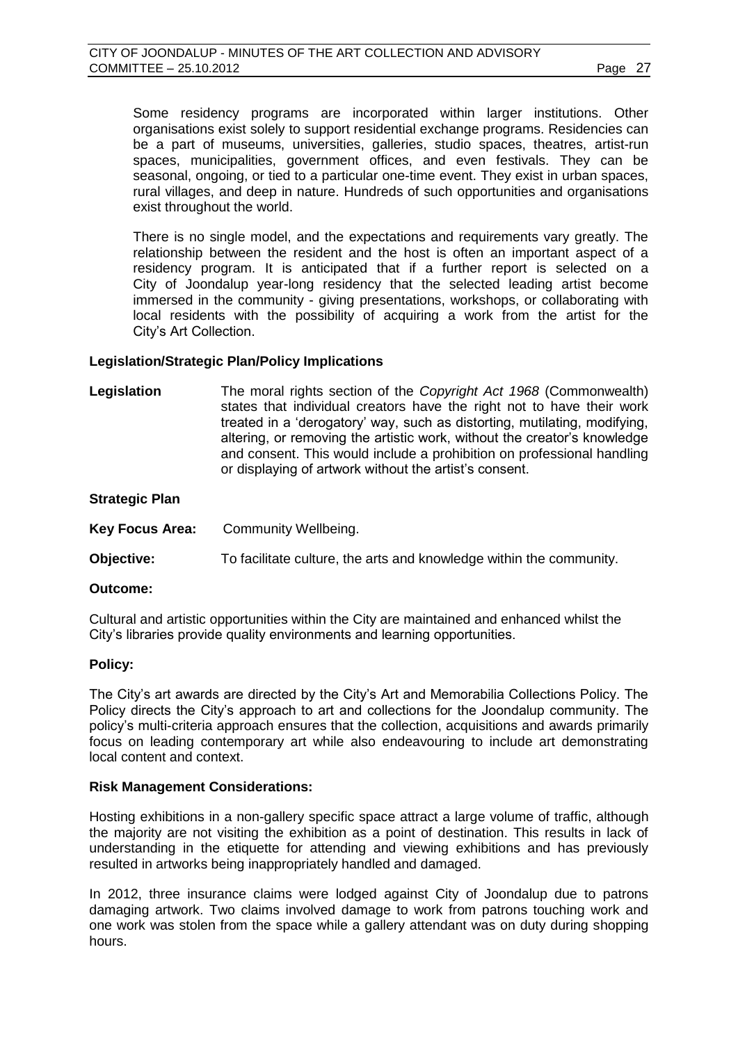Some residency programs are incorporated within larger institutions. Other organisations exist solely to support residential exchange programs. Residencies can be a part of museums, universities, galleries, studio spaces, theatres, artist-run spaces, municipalities, government offices, and even festivals. They can be seasonal, ongoing, or tied to a particular one-time event. They exist in urban spaces, rural villages, and deep in nature. Hundreds of such opportunities and organisations exist throughout the world.

There is no single model, and the expectations and requirements vary greatly. The relationship between the resident and the host is often an important aspect of a residency program. It is anticipated that if a further report is selected on a City of Joondalup year-long residency that the selected leading artist become immersed in the community - giving presentations, workshops, or collaborating with local residents with the possibility of acquiring a work from the artist for the City's Art Collection.

**Legislation/Strategic Plan/Policy Implications**

**Legislation** The moral rights section of the *Copyright Act 1968* (Commonwealth) states that individual creators have the right not to have their work treated in a 'derogatory' way, such as distorting, mutilating, modifying, altering, or removing the artistic work, without the creator's knowledge and consent. This would include a prohibition on professional handling or displaying of artwork without the artist's consent.

**Strategic Plan**

**Key Focus Area:** Community Wellbeing.

**Objective:** To facilitate culture, the arts and knowledge within the community.

**Outcome:**

Cultural and artistic opportunities within the City are maintained and enhanced whilst the City's libraries provide quality environments and learning opportunities.

**Policy:**

The City's art awards are directed by the City's Art and Memorabilia Collections Policy. The Policy directs the City's approach to art and collections for the Joondalup community. The policy's multi-criteria approach ensures that the collection, acquisitions and awards primarily focus on leading contemporary art while also endeavouring to include art demonstrating local content and context.

**Risk Management Considerations:**

Hosting exhibitions in a non-gallery specific space attract a large volume of traffic, although the majority are not visiting the exhibition as a point of destination. This results in lack of understanding in the etiquette for attending and viewing exhibitions and has previously resulted in artworks being inappropriately handled and damaged.

In 2012, three insurance claims were lodged against City of Joondalup due to patrons damaging artwork. Two claims involved damage to work from patrons touching work and one work was stolen from the space while a gallery attendant was on duty during shopping hours.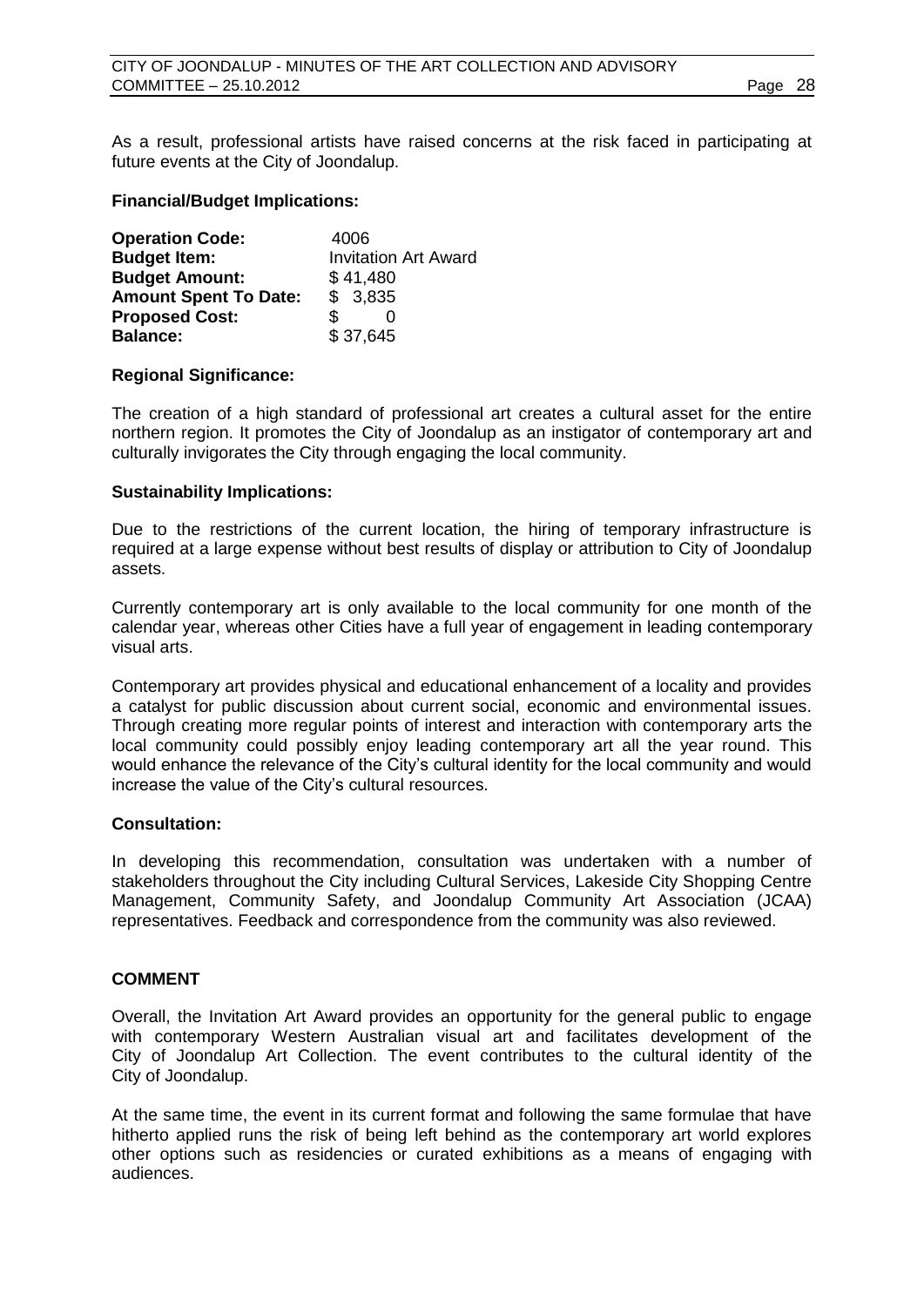As a result, professional artists have raised concerns at the risk faced in participating at future events at the City of Joondalup.

**Financial/Budget Implications:**

| | |
|---|---|
| **Operation Code:** | 4006 |
| **Budget Item:** | Invitation Art Award |
| **Budget Amount:** | $ 41,480 |
| **Amount Spent To Date:** | $ 3,835 |
| **Proposed Cost:** | $ 0 |
| **Balance:** | $ 37,645 |

**Regional Significance:**

The creation of a high standard of professional art creates a cultural asset for the entire northern region. It promotes the City of Joondalup as an instigator of contemporary art and culturally invigorates the City through engaging the local community.

**Sustainability Implications:**

Due to the restrictions of the current location, the hiring of temporary infrastructure is required at a large expense without best results of display or attribution to City of Joondalup assets.

Currently contemporary art is only available to the local community for one month of the calendar year, whereas other Cities have a full year of engagement in leading contemporary visual arts.

Contemporary art provides physical and educational enhancement of a locality and provides a catalyst for public discussion about current social, economic and environmental issues. Through creating more regular points of interest and interaction with contemporary arts the local community could possibly enjoy leading contemporary art all the year round. This would enhance the relevance of the City's cultural identity for the local community and would increase the value of the City's cultural resources.

**Consultation:**

In developing this recommendation, consultation was undertaken with a number of stakeholders throughout the City including Cultural Services, Lakeside City Shopping Centre Management, Community Safety, and Joondalup Community Art Association (JCAA) representatives. Feedback and correspondence from the community was also reviewed.

**COMMENT**

Overall, the Invitation Art Award provides an opportunity for the general public to engage with contemporary Western Australian visual art and facilitates development of the City of Joondalup Art Collection. The event contributes to the cultural identity of the City of Joondalup.

At the same time, the event in its current format and following the same formulae that have hitherto applied runs the risk of being left behind as the contemporary art world explores other options such as residencies or curated exhibitions as a means of engaging with audiences.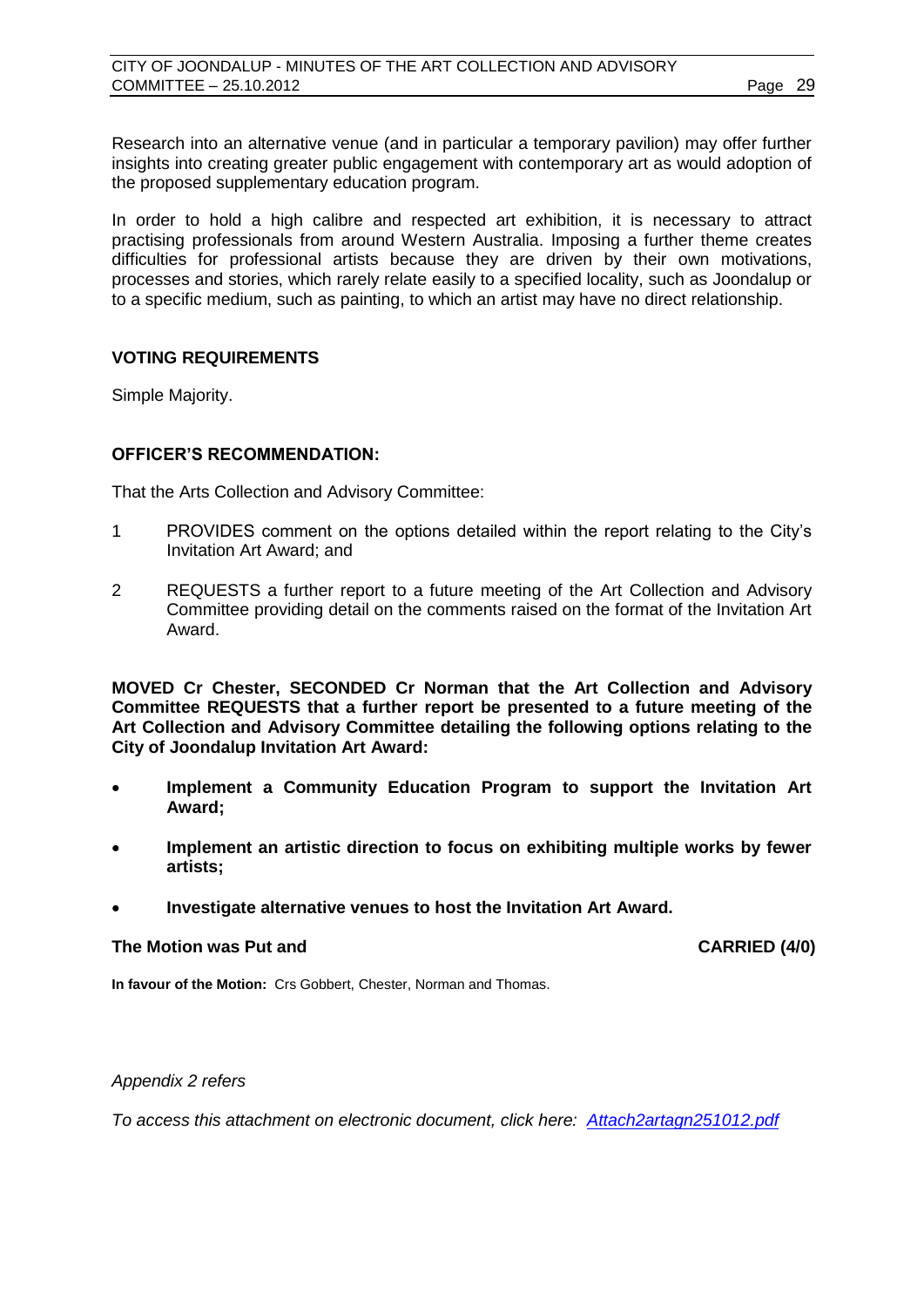Research into an alternative venue (and in particular a temporary pavilion) may offer further insights into creating greater public engagement with contemporary art as would adoption of the proposed supplementary education program.

In order to hold a high calibre and respected art exhibition, it is necessary to attract practising professionals from around Western Australia. Imposing a further theme creates difficulties for professional artists because they are driven by their own motivations, processes and stories, which rarely relate easily to a specified locality, such as Joondalup or to a specific medium, such as painting, to which an artist may have no direct relationship.

**VOTING REQUIREMENTS**

Simple Majority.

**OFFICER'S RECOMMENDATION:**

That the Arts Collection and Advisory Committee:

1. PROVIDES comment on the options detailed within the report relating to the City's Invitation Art Award; and

2. REQUESTS a further report to a future meeting of the Art Collection and Advisory Committee providing detail on the comments raised on the format of the Invitation Art Award.

**MOVED Cr Chester, SECONDED Cr Norman that the Art Collection and Advisory Committee REQUESTS that a further report be presented to a future meeting of the Art Collection and Advisory Committee detailing the following options relating to the City of Joondalup Invitation Art Award:**

- **Implement a Community Education Program to support the Invitation Art Award;**
- **Implement an artistic direction to focus on exhibiting multiple works by fewer artists;**
- **Investigate alternative venues to host the Invitation Art Award.**

**The Motion was Put and CARRIED (4/0)**

**In favour of the Motion:** Crs Gobbert, Chester, Norman and Thomas.

*Appendix 2 refers*

*To access this attachment on electronic document, click here: Attach2artagn251012.pdf*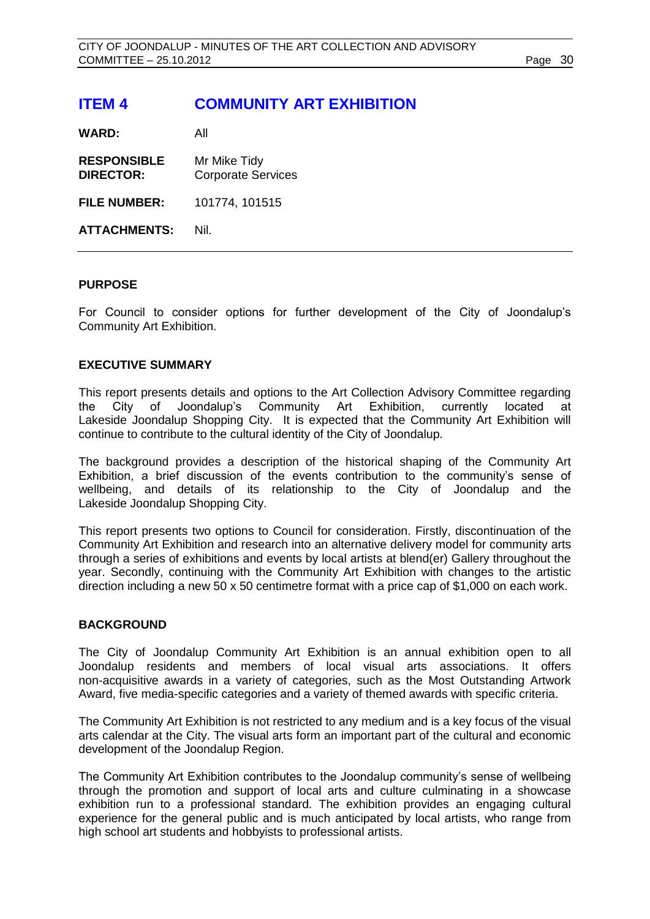# ITEM 4 COMMUNITY ART EXHIBITION

| | |
|---|---|
| **WARD:** | All |
| **RESPONSIBLE DIRECTOR:** | Mr Mike Tidy<br>Corporate Services |
| **FILE NUMBER:** | 101774, 101515 |
| **ATTACHMENTS:** | Nil. |

## PURPOSE

For Council to consider options for further development of the City of Joondalup's Community Art Exhibition.

## EXECUTIVE SUMMARY

This report presents details and options to the Art Collection Advisory Committee regarding the City of Joondalup's Community Art Exhibition, currently located at Lakeside Joondalup Shopping City. It is expected that the Community Art Exhibition will continue to contribute to the cultural identity of the City of Joondalup.

The background provides a description of the historical shaping of the Community Art Exhibition, a brief discussion of the events contribution to the community's sense of wellbeing, and details of its relationship to the City of Joondalup and the Lakeside Joondalup Shopping City.

This report presents two options to Council for consideration. Firstly, discontinuation of the Community Art Exhibition and research into an alternative delivery model for community arts through a series of exhibitions and events by local artists at blend(er) Gallery throughout the year. Secondly, continuing with the Community Art Exhibition with changes to the artistic direction including a new 50 x 50 centimetre format with a price cap of $1,000 on each work.

## BACKGROUND

The City of Joondalup Community Art Exhibition is an annual exhibition open to all Joondalup residents and members of local visual arts associations. It offers non-acquisitive awards in a variety of categories, such as the Most Outstanding Artwork Award, five media-specific categories and a variety of themed awards with specific criteria.

The Community Art Exhibition is not restricted to any medium and is a key focus of the visual arts calendar at the City. The visual arts form an important part of the cultural and economic development of the Joondalup Region.

The Community Art Exhibition contributes to the Joondalup community's sense of wellbeing through the promotion and support of local arts and culture culminating in a showcase exhibition run to a professional standard. The exhibition provides an engaging cultural experience for the general public and is much anticipated by local artists, who range from high school art students and hobbyists to professional artists.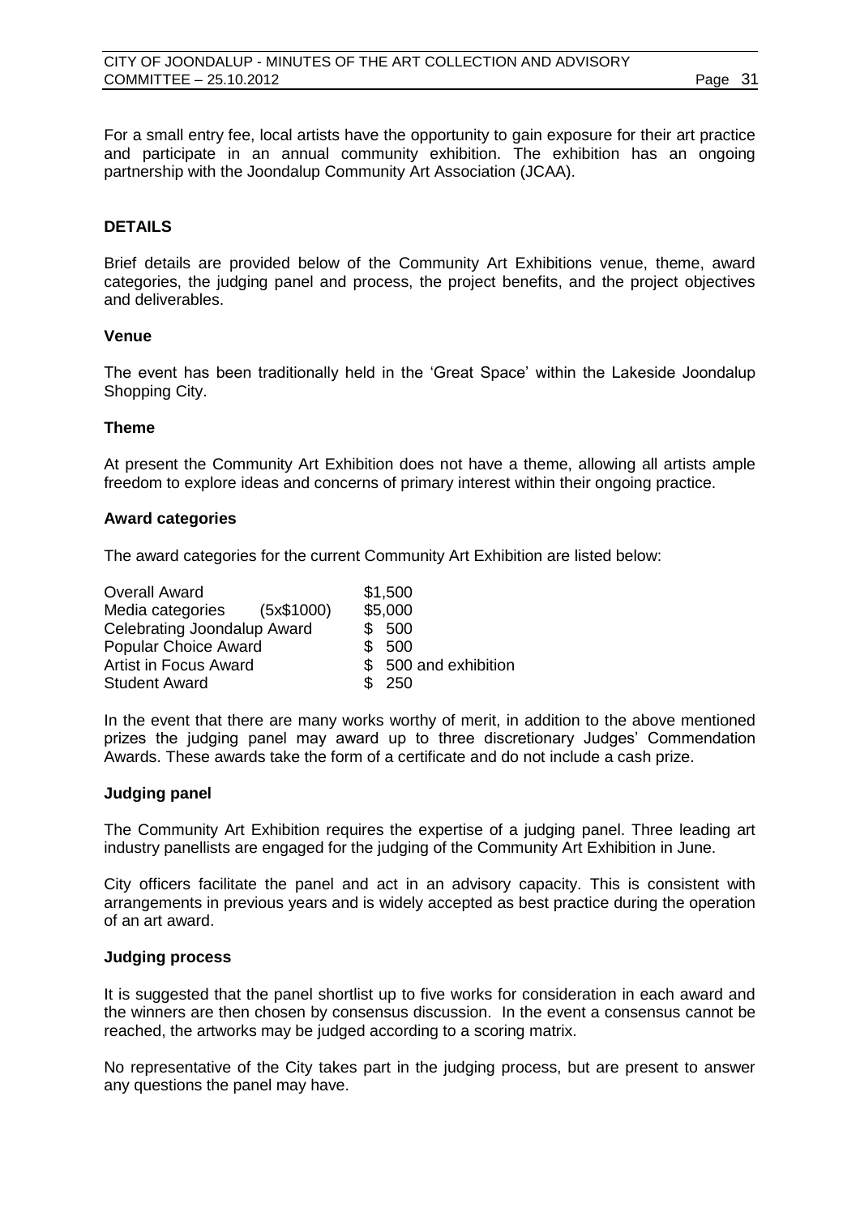For a small entry fee, local artists have the opportunity to gain exposure for their art practice and participate in an annual community exhibition. The exhibition has an ongoing partnership with the Joondalup Community Art Association (JCAA).

**DETAILS**

Brief details are provided below of the Community Art Exhibitions venue, theme, award categories, the judging panel and process, the project benefits, and the project objectives and deliverables.

**Venue**

The event has been traditionally held in the 'Great Space' within the Lakeside Joondalup Shopping City.

**Theme**

At present the Community Art Exhibition does not have a theme, allowing all artists ample freedom to explore ideas and concerns of primary interest within their ongoing practice.

**Award categories**

The award categories for the current Community Art Exhibition are listed below:

| | |
|---|---|
| Overall Award | $1,500 |
| Media categories (5x$1000) | $5,000 |
| Celebrating Joondalup Award | $ 500 |
| Popular Choice Award | $ 500 |
| Artist in Focus Award | $ 500 and exhibition |
| Student Award | $ 250 |

In the event that there are many works worthy of merit, in addition to the above mentioned prizes the judging panel may award up to three discretionary Judges' Commendation Awards. These awards take the form of a certificate and do not include a cash prize.

**Judging panel**

The Community Art Exhibition requires the expertise of a judging panel. Three leading art industry panellists are engaged for the judging of the Community Art Exhibition in June.

City officers facilitate the panel and act in an advisory capacity. This is consistent with arrangements in previous years and is widely accepted as best practice during the operation of an art award.

**Judging process**

It is suggested that the panel shortlist up to five works for consideration in each award and the winners are then chosen by consensus discussion. In the event a consensus cannot be reached, the artworks may be judged according to a scoring matrix.

No representative of the City takes part in the judging process, but are present to answer any questions the panel may have.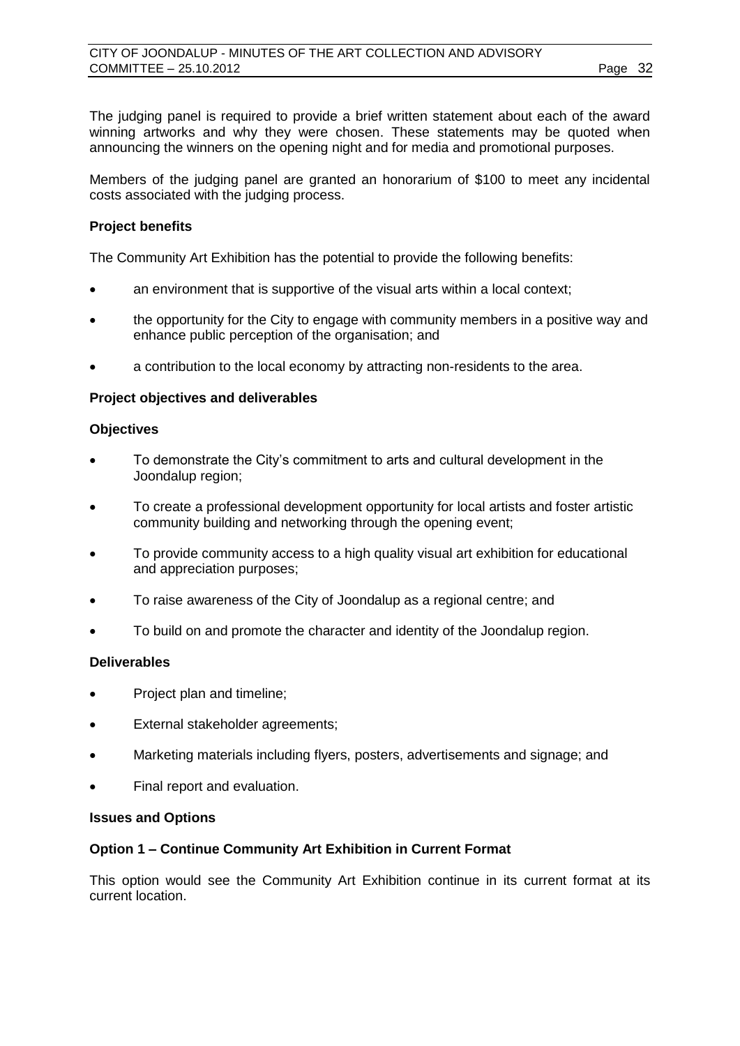The judging panel is required to provide a brief written statement about each of the award winning artworks and why they were chosen. These statements may be quoted when announcing the winners on the opening night and for media and promotional purposes.

Members of the judging panel are granted an honorarium of $100 to meet any incidental costs associated with the judging process.

**Project benefits**

The Community Art Exhibition has the potential to provide the following benefits:

- an environment that is supportive of the visual arts within a local context;
- the opportunity for the City to engage with community members in a positive way and enhance public perception of the organisation; and
- a contribution to the local economy by attracting non-residents to the area.

**Project objectives and deliverables**

**Objectives**

- To demonstrate the City's commitment to arts and cultural development in the Joondalup region;
- To create a professional development opportunity for local artists and foster artistic community building and networking through the opening event;
- To provide community access to a high quality visual art exhibition for educational and appreciation purposes;
- To raise awareness of the City of Joondalup as a regional centre; and
- To build on and promote the character and identity of the Joondalup region.

**Deliverables**

- Project plan and timeline;
- External stakeholder agreements;
- Marketing materials including flyers, posters, advertisements and signage; and
- Final report and evaluation.

**Issues and Options**

**Option 1 – Continue Community Art Exhibition in Current Format**

This option would see the Community Art Exhibition continue in its current format at its current location.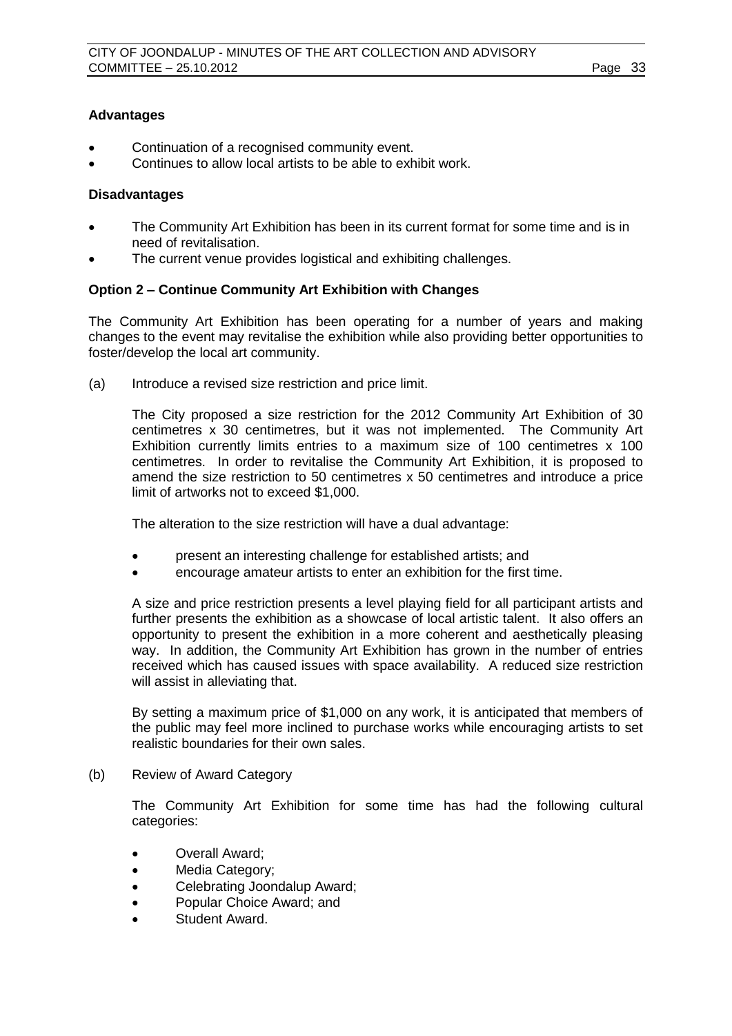**Advantages**

- Continuation of a recognised community event.
- Continues to allow local artists to be able to exhibit work.

**Disadvantages**

- The Community Art Exhibition has been in its current format for some time and is in need of revitalisation.
- The current venue provides logistical and exhibiting challenges.

**Option 2 – Continue Community Art Exhibition with Changes**

The Community Art Exhibition has been operating for a number of years and making changes to the event may revitalise the exhibition while also providing better opportunities to foster/develop the local art community.

(a) Introduce a revised size restriction and price limit.

The City proposed a size restriction for the 2012 Community Art Exhibition of 30 centimetres x 30 centimetres, but it was not implemented. The Community Art Exhibition currently limits entries to a maximum size of 100 centimetres x 100 centimetres. In order to revitalise the Community Art Exhibition, it is proposed to amend the size restriction to 50 centimetres x 50 centimetres and introduce a price limit of artworks not to exceed $1,000.

The alteration to the size restriction will have a dual advantage:

- present an interesting challenge for established artists; and
- encourage amateur artists to enter an exhibition for the first time.

A size and price restriction presents a level playing field for all participant artists and further presents the exhibition as a showcase of local artistic talent. It also offers an opportunity to present the exhibition in a more coherent and aesthetically pleasing way. In addition, the Community Art Exhibition has grown in the number of entries received which has caused issues with space availability. A reduced size restriction will assist in alleviating that.

By setting a maximum price of $1,000 on any work, it is anticipated that members of the public may feel more inclined to purchase works while encouraging artists to set realistic boundaries for their own sales.

(b) Review of Award Category

The Community Art Exhibition for some time has had the following cultural categories:

- Overall Award;
- Media Category;
- Celebrating Joondalup Award;
- Popular Choice Award; and
- Student Award.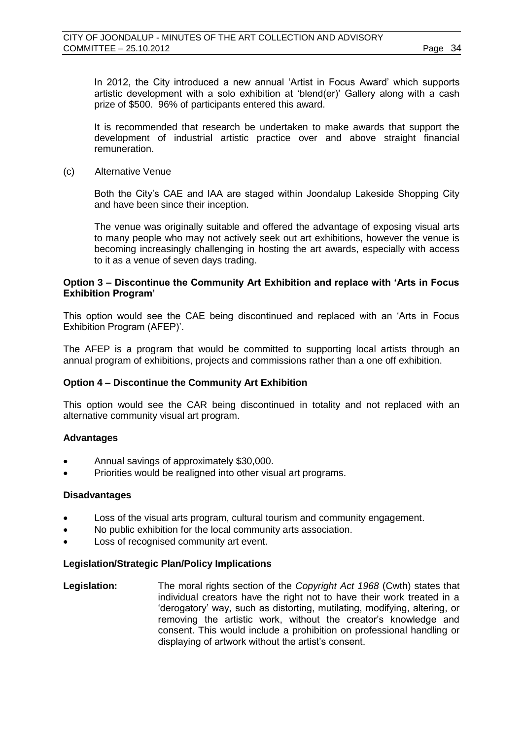In 2012, the City introduced a new annual 'Artist in Focus Award' which supports artistic development with a solo exhibition at 'blend(er)' Gallery along with a cash prize of $500. 96% of participants entered this award.

It is recommended that research be undertaken to make awards that support the development of industrial artistic practice over and above straight financial remuneration.

(c) Alternative Venue

Both the City's CAE and IAA are staged within Joondalup Lakeside Shopping City and have been since their inception.

The venue was originally suitable and offered the advantage of exposing visual arts to many people who may not actively seek out art exhibitions, however the venue is becoming increasingly challenging in hosting the art awards, especially with access to it as a venue of seven days trading.

**Option 3 – Discontinue the Community Art Exhibition and replace with 'Arts in Focus Exhibition Program'**

This option would see the CAE being discontinued and replaced with an 'Arts in Focus Exhibition Program (AFEP)'.

The AFEP is a program that would be committed to supporting local artists through an annual program of exhibitions, projects and commissions rather than a one off exhibition.

**Option 4 – Discontinue the Community Art Exhibition**

This option would see the CAR being discontinued in totality and not replaced with an alternative community visual art program.

**Advantages**

- Annual savings of approximately $30,000.
- Priorities would be realigned into other visual art programs.

**Disadvantages**

- Loss of the visual arts program, cultural tourism and community engagement.
- No public exhibition for the local community arts association.
- Loss of recognised community art event.

**Legislation/Strategic Plan/Policy Implications**

**Legislation:** The moral rights section of the *Copyright Act 1968* (Cwth) states that individual creators have the right not to have their work treated in a 'derogatory' way, such as distorting, mutilating, modifying, altering, or removing the artistic work, without the creator's knowledge and consent. This would include a prohibition on professional handling or displaying of artwork without the artist's consent.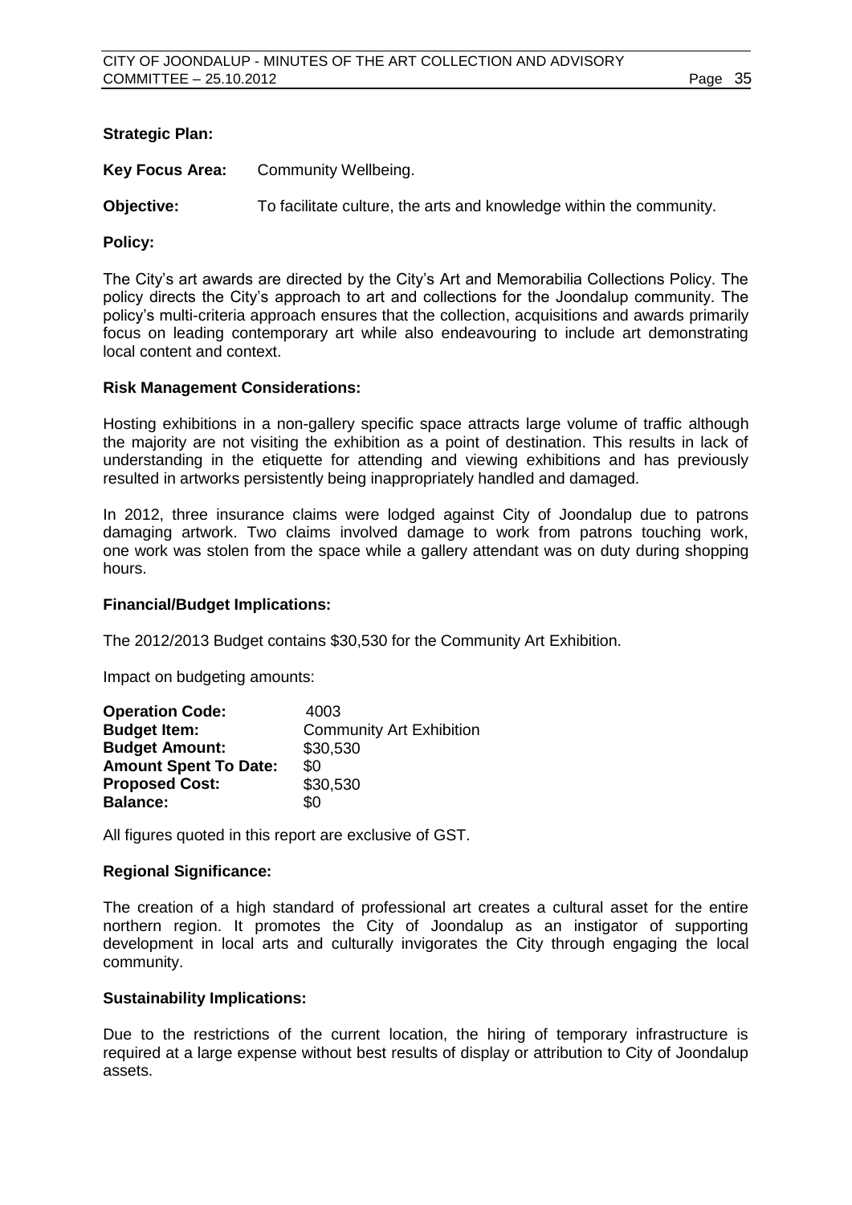**Strategic Plan:**

**Key Focus Area:** Community Wellbeing.

**Objective:** To facilitate culture, the arts and knowledge within the community.

**Policy:**

The City's art awards are directed by the City's Art and Memorabilia Collections Policy. The policy directs the City's approach to art and collections for the Joondalup community. The policy's multi-criteria approach ensures that the collection, acquisitions and awards primarily focus on leading contemporary art while also endeavouring to include art demonstrating local content and context.

**Risk Management Considerations:**

Hosting exhibitions in a non-gallery specific space attracts large volume of traffic although the majority are not visiting the exhibition as a point of destination. This results in lack of understanding in the etiquette for attending and viewing exhibitions and has previously resulted in artworks persistently being inappropriately handled and damaged.

In 2012, three insurance claims were lodged against City of Joondalup due to patrons damaging artwork. Two claims involved damage to work from patrons touching work, one work was stolen from the space while a gallery attendant was on duty during shopping hours.

**Financial/Budget Implications:**

The 2012/2013 Budget contains $30,530 for the Community Art Exhibition.

Impact on budgeting amounts:

| | |
|---|---|
| **Operation Code:** | 4003 |
| **Budget Item:** | Community Art Exhibition |
| **Budget Amount:** | $30,530 |
| **Amount Spent To Date:** | $0 |
| **Proposed Cost:** | $30,530 |
| **Balance:** | $0 |

All figures quoted in this report are exclusive of GST.

**Regional Significance:**

The creation of a high standard of professional art creates a cultural asset for the entire northern region. It promotes the City of Joondalup as an instigator of supporting development in local arts and culturally invigorates the City through engaging the local community.

**Sustainability Implications:**

Due to the restrictions of the current location, the hiring of temporary infrastructure is required at a large expense without best results of display or attribution to City of Joondalup assets.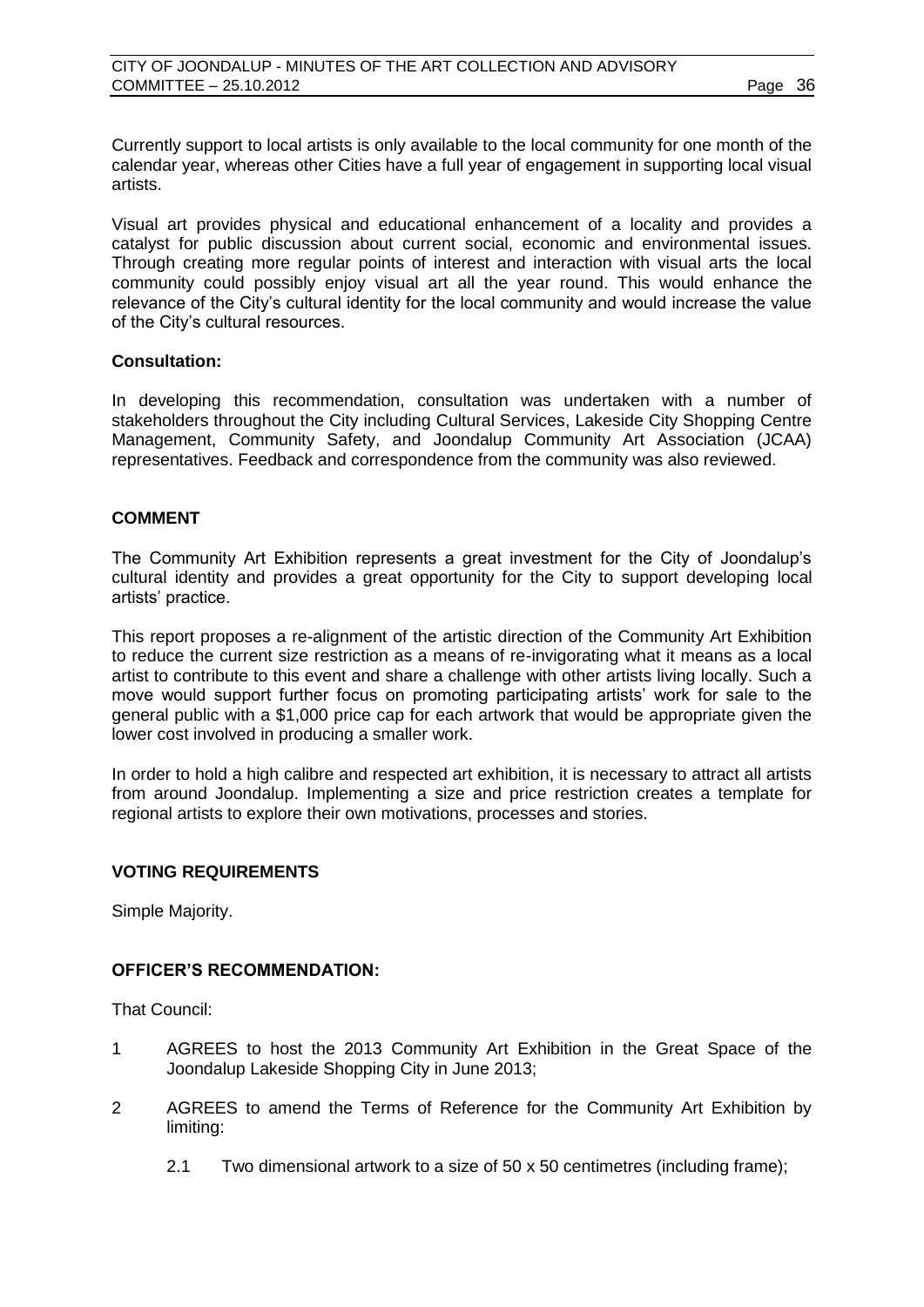Currently support to local artists is only available to the local community for one month of the calendar year, whereas other Cities have a full year of engagement in supporting local visual artists.

Visual art provides physical and educational enhancement of a locality and provides a catalyst for public discussion about current social, economic and environmental issues. Through creating more regular points of interest and interaction with visual arts the local community could possibly enjoy visual art all the year round. This would enhance the relevance of the City's cultural identity for the local community and would increase the value of the City's cultural resources.

**Consultation:**

In developing this recommendation, consultation was undertaken with a number of stakeholders throughout the City including Cultural Services, Lakeside City Shopping Centre Management, Community Safety, and Joondalup Community Art Association (JCAA) representatives. Feedback and correspondence from the community was also reviewed.

## COMMENT

The Community Art Exhibition represents a great investment for the City of Joondalup's cultural identity and provides a great opportunity for the City to support developing local artists' practice.

This report proposes a re-alignment of the artistic direction of the Community Art Exhibition to reduce the current size restriction as a means of re-invigorating what it means as a local artist to contribute to this event and share a challenge with other artists living locally. Such a move would support further focus on promoting participating artists' work for sale to the general public with a $1,000 price cap for each artwork that would be appropriate given the lower cost involved in producing a smaller work.

In order to hold a high calibre and respected art exhibition, it is necessary to attract all artists from around Joondalup. Implementing a size and price restriction creates a template for regional artists to explore their own motivations, processes and stories.

## VOTING REQUIREMENTS

Simple Majority.

## OFFICER'S RECOMMENDATION:

That Council:

1 AGREES to host the 2013 Community Art Exhibition in the Great Space of the Joondalup Lakeside Shopping City in June 2013;

2 AGREES to amend the Terms of Reference for the Community Art Exhibition by limiting:

   2.1 Two dimensional artwork to a size of 50 x 50 centimetres (including frame);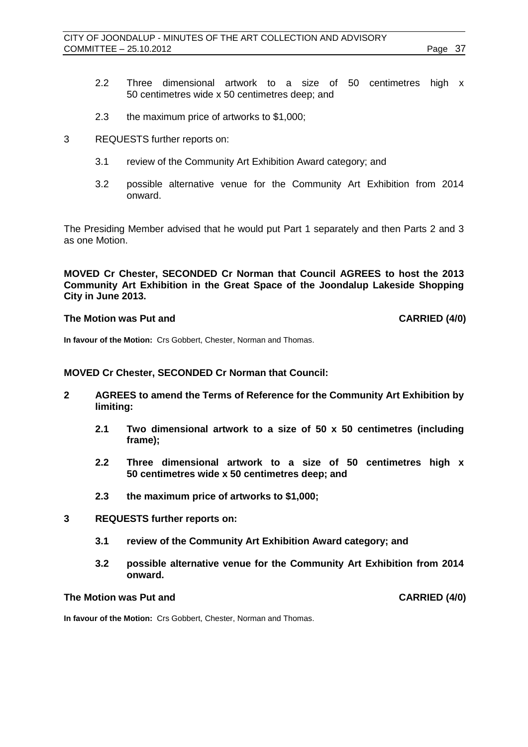2.2 Three dimensional artwork to a size of 50 centimetres high x 50 centimetres wide x 50 centimetres deep; and

2.3 the maximum price of artworks to $1,000;

3 REQUESTS further reports on:

3.1 review of the Community Art Exhibition Award category; and

3.2 possible alternative venue for the Community Art Exhibition from 2014 onward.

The Presiding Member advised that he would put Part 1 separately and then Parts 2 and 3 as one Motion.

**MOVED Cr Chester, SECONDED Cr Norman that Council AGREES to host the 2013 Community Art Exhibition in the Great Space of the Joondalup Lakeside Shopping City in June 2013.**

**The Motion was Put and CARRIED (4/0)**

**In favour of the Motion:** Crs Gobbert, Chester, Norman and Thomas.

**MOVED Cr Chester, SECONDED Cr Norman that Council:**

**2 AGREES to amend the Terms of Reference for the Community Art Exhibition by limiting:**

**2.1 Two dimensional artwork to a size of 50 x 50 centimetres (including frame);**

**2.2 Three dimensional artwork to a size of 50 centimetres high x 50 centimetres wide x 50 centimetres deep; and**

**2.3 the maximum price of artworks to $1,000;**

**3 REQUESTS further reports on:**

**3.1 review of the Community Art Exhibition Award category; and**

**3.2 possible alternative venue for the Community Art Exhibition from 2014 onward.**

**The Motion was Put and CARRIED (4/0)**

**In favour of the Motion:** Crs Gobbert, Chester, Norman and Thomas.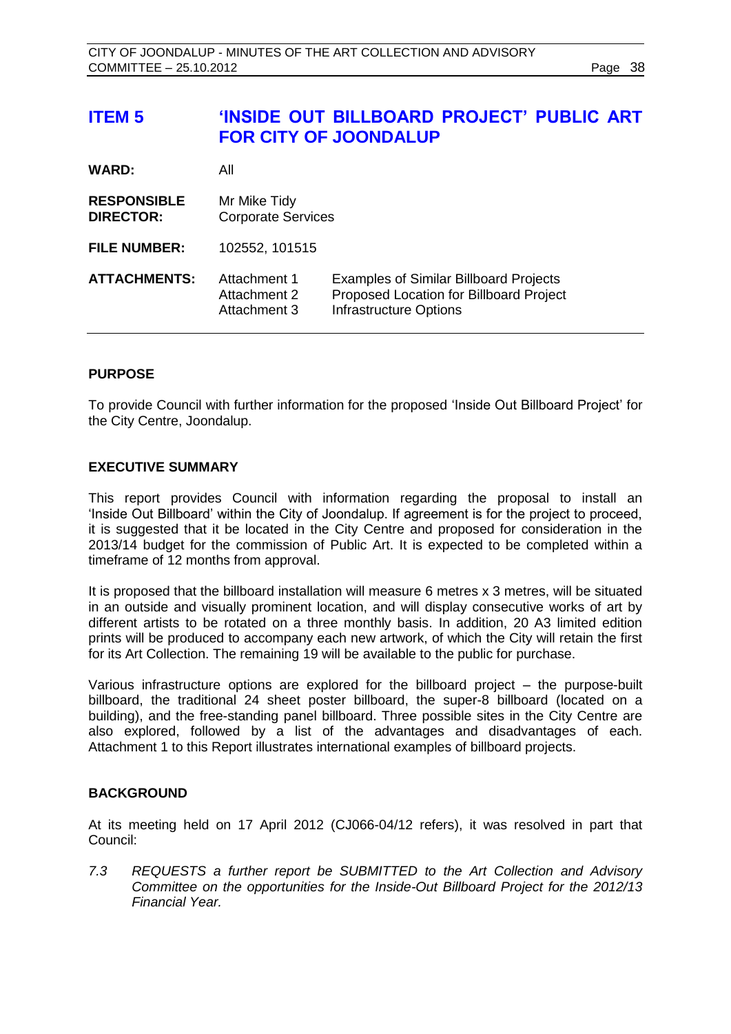## ITEM 5 'INSIDE OUT BILLBOARD PROJECT' PUBLIC ART FOR CITY OF JOONDALUP

| | | |
|---|---|---|
| **WARD:** | All | |
| **RESPONSIBLE DIRECTOR:** | Mr Mike Tidy<br>Corporate Services | |
| **FILE NUMBER:** | 102552, 101515 | |
| **ATTACHMENTS:** | Attachment 1<br>Attachment 2<br>Attachment 3 | Examples of Similar Billboard Projects<br>Proposed Location for Billboard Project<br>Infrastructure Options |

### PURPOSE

To provide Council with further information for the proposed 'Inside Out Billboard Project' for the City Centre, Joondalup.

### EXECUTIVE SUMMARY

This report provides Council with information regarding the proposal to install an 'Inside Out Billboard' within the City of Joondalup. If agreement is for the project to proceed, it is suggested that it be located in the City Centre and proposed for consideration in the 2013/14 budget for the commission of Public Art. It is expected to be completed within a timeframe of 12 months from approval.

It is proposed that the billboard installation will measure 6 metres x 3 metres, will be situated in an outside and visually prominent location, and will display consecutive works of art by different artists to be rotated on a three monthly basis. In addition, 20 A3 limited edition prints will be produced to accompany each new artwork, of which the City will retain the first for its Art Collection. The remaining 19 will be available to the public for purchase.

Various infrastructure options are explored for the billboard project – the purpose-built billboard, the traditional 24 sheet poster billboard, the super-8 billboard (located on a building), and the free-standing panel billboard. Three possible sites in the City Centre are also explored, followed by a list of the advantages and disadvantages of each. Attachment 1 to this Report illustrates international examples of billboard projects.

### BACKGROUND

At its meeting held on 17 April 2012 (CJ066-04/12 refers), it was resolved in part that Council:

*7.3 REQUESTS a further report be SUBMITTED to the Art Collection and Advisory Committee on the opportunities for the Inside-Out Billboard Project for the 2012/13 Financial Year.*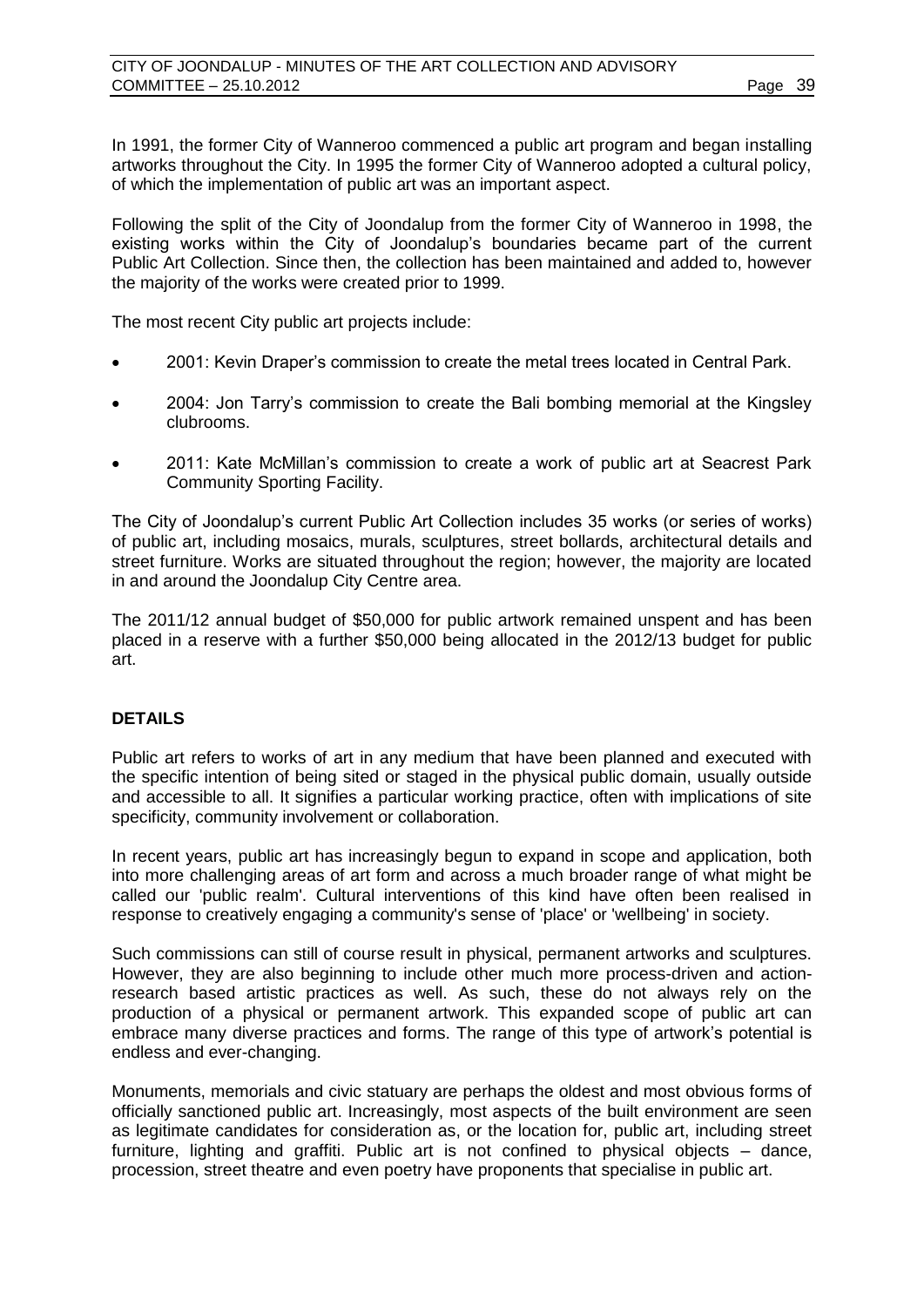In 1991, the former City of Wanneroo commenced a public art program and began installing artworks throughout the City. In 1995 the former City of Wanneroo adopted a cultural policy, of which the implementation of public art was an important aspect.

Following the split of the City of Joondalup from the former City of Wanneroo in 1998, the existing works within the City of Joondalup's boundaries became part of the current Public Art Collection. Since then, the collection has been maintained and added to, however the majority of the works were created prior to 1999.

The most recent City public art projects include:

- 2001: Kevin Draper's commission to create the metal trees located in Central Park.
- 2004: Jon Tarry's commission to create the Bali bombing memorial at the Kingsley clubrooms.
- 2011: Kate McMillan's commission to create a work of public art at Seacrest Park Community Sporting Facility.

The City of Joondalup's current Public Art Collection includes 35 works (or series of works) of public art, including mosaics, murals, sculptures, street bollards, architectural details and street furniture. Works are situated throughout the region; however, the majority are located in and around the Joondalup City Centre area.

The 2011/12 annual budget of $50,000 for public artwork remained unspent and has been placed in a reserve with a further $50,000 being allocated in the 2012/13 budget for public art.

## DETAILS

Public art refers to works of art in any medium that have been planned and executed with the specific intention of being sited or staged in the physical public domain, usually outside and accessible to all. It signifies a particular working practice, often with implications of site specificity, community involvement or collaboration.

In recent years, public art has increasingly begun to expand in scope and application, both into more challenging areas of art form and across a much broader range of what might be called our 'public realm'. Cultural interventions of this kind have often been realised in response to creatively engaging a community's sense of 'place' or 'wellbeing' in society.

Such commissions can still of course result in physical, permanent artworks and sculptures. However, they are also beginning to include other much more process-driven and action-research based artistic practices as well. As such, these do not always rely on the production of a physical or permanent artwork. This expanded scope of public art can embrace many diverse practices and forms. The range of this type of artwork's potential is endless and ever-changing.

Monuments, memorials and civic statuary are perhaps the oldest and most obvious forms of officially sanctioned public art. Increasingly, most aspects of the built environment are seen as legitimate candidates for consideration as, or the location for, public art, including street furniture, lighting and graffiti. Public art is not confined to physical objects – dance, procession, street theatre and even poetry have proponents that specialise in public art.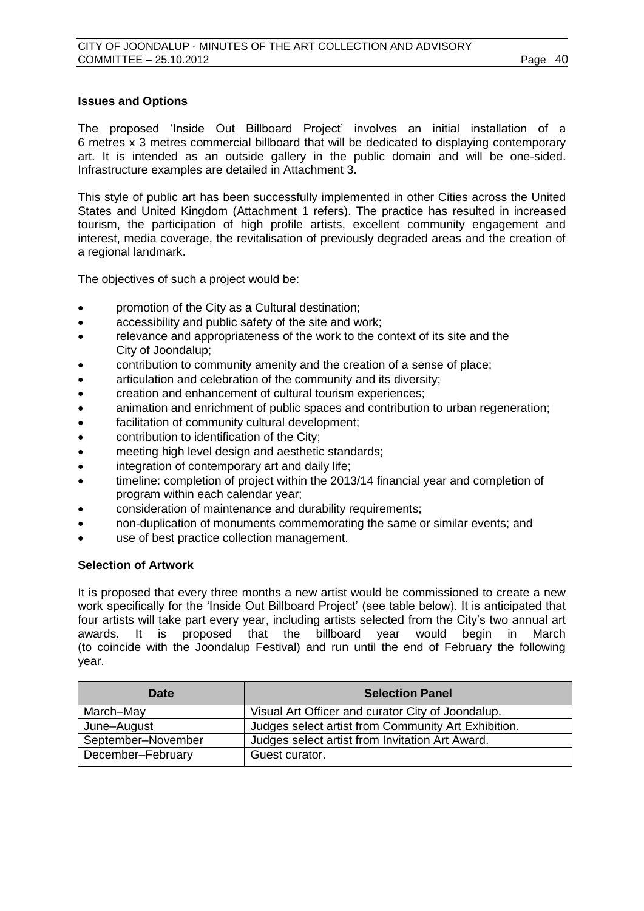**Issues and Options**

The proposed 'Inside Out Billboard Project' involves an initial installation of a 6 metres x 3 metres commercial billboard that will be dedicated to displaying contemporary art. It is intended as an outside gallery in the public domain and will be one-sided. Infrastructure examples are detailed in Attachment 3.

This style of public art has been successfully implemented in other Cities across the United States and United Kingdom (Attachment 1 refers). The practice has resulted in increased tourism, the participation of high profile artists, excellent community engagement and interest, media coverage, the revitalisation of previously degraded areas and the creation of a regional landmark.

The objectives of such a project would be:

- promotion of the City as a Cultural destination;
- accessibility and public safety of the site and work;
- relevance and appropriateness of the work to the context of its site and the City of Joondalup;
- contribution to community amenity and the creation of a sense of place;
- articulation and celebration of the community and its diversity;
- creation and enhancement of cultural tourism experiences;
- animation and enrichment of public spaces and contribution to urban regeneration;
- facilitation of community cultural development;
- contribution to identification of the City;
- meeting high level design and aesthetic standards;
- integration of contemporary art and daily life;
- timeline: completion of project within the 2013/14 financial year and completion of program within each calendar year;
- consideration of maintenance and durability requirements;
- non-duplication of monuments commemorating the same or similar events; and
- use of best practice collection management.

**Selection of Artwork**

It is proposed that every three months a new artist would be commissioned to create a new work specifically for the 'Inside Out Billboard Project' (see table below). It is anticipated that four artists will take part every year, including artists selected from the City's two annual art awards. It is proposed that the billboard year would begin in March (to coincide with the Joondalup Festival) and run until the end of February the following year.

| Date | Selection Panel |
|---|---|
| March–May | Visual Art Officer and curator City of Joondalup. |
| June–August | Judges select artist from Community Art Exhibition. |
| September–November | Judges select artist from Invitation Art Award. |
| December–February | Guest curator. |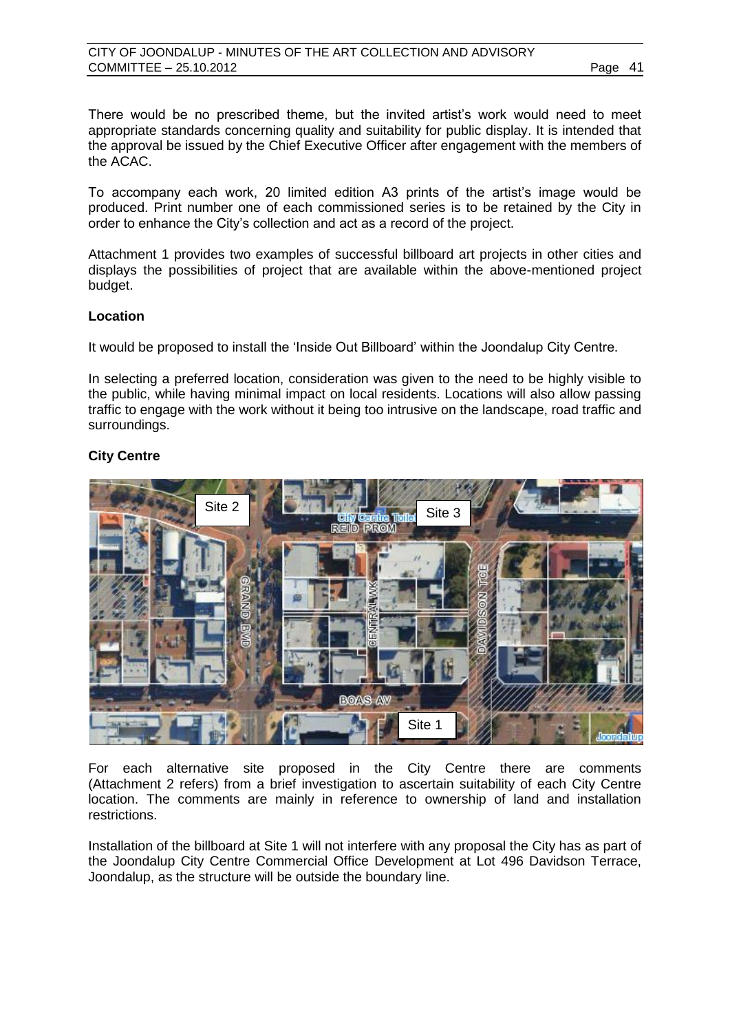There would be no prescribed theme, but the invited artist's work would need to meet appropriate standards concerning quality and suitability for public display. It is intended that the approval be issued by the Chief Executive Officer after engagement with the members of the ACAC.

To accompany each work, 20 limited edition A3 prints of the artist's image would be produced. Print number one of each commissioned series is to be retained by the City in order to enhance the City's collection and act as a record of the project.

Attachment 1 provides two examples of successful billboard art projects in other cities and displays the possibilities of project that are available within the above-mentioned project budget.

**Location**

It would be proposed to install the 'Inside Out Billboard' within the Joondalup City Centre.

In selecting a preferred location, consideration was given to the need to be highly visible to the public, while having minimal impact on local residents. Locations will also allow passing traffic to engage with the work without it being too intrusive on the landscape, road traffic and surroundings.

**City Centre**

For each alternative site proposed in the City Centre there are comments (Attachment 2 refers) from a brief investigation to ascertain suitability of each City Centre location. The comments are mainly in reference to ownership of land and installation restrictions.

Installation of the billboard at Site 1 will not interfere with any proposal the City has as part of the Joondalup City Centre Commercial Office Development at Lot 496 Davidson Terrace, Joondalup, as the structure will be outside the boundary line.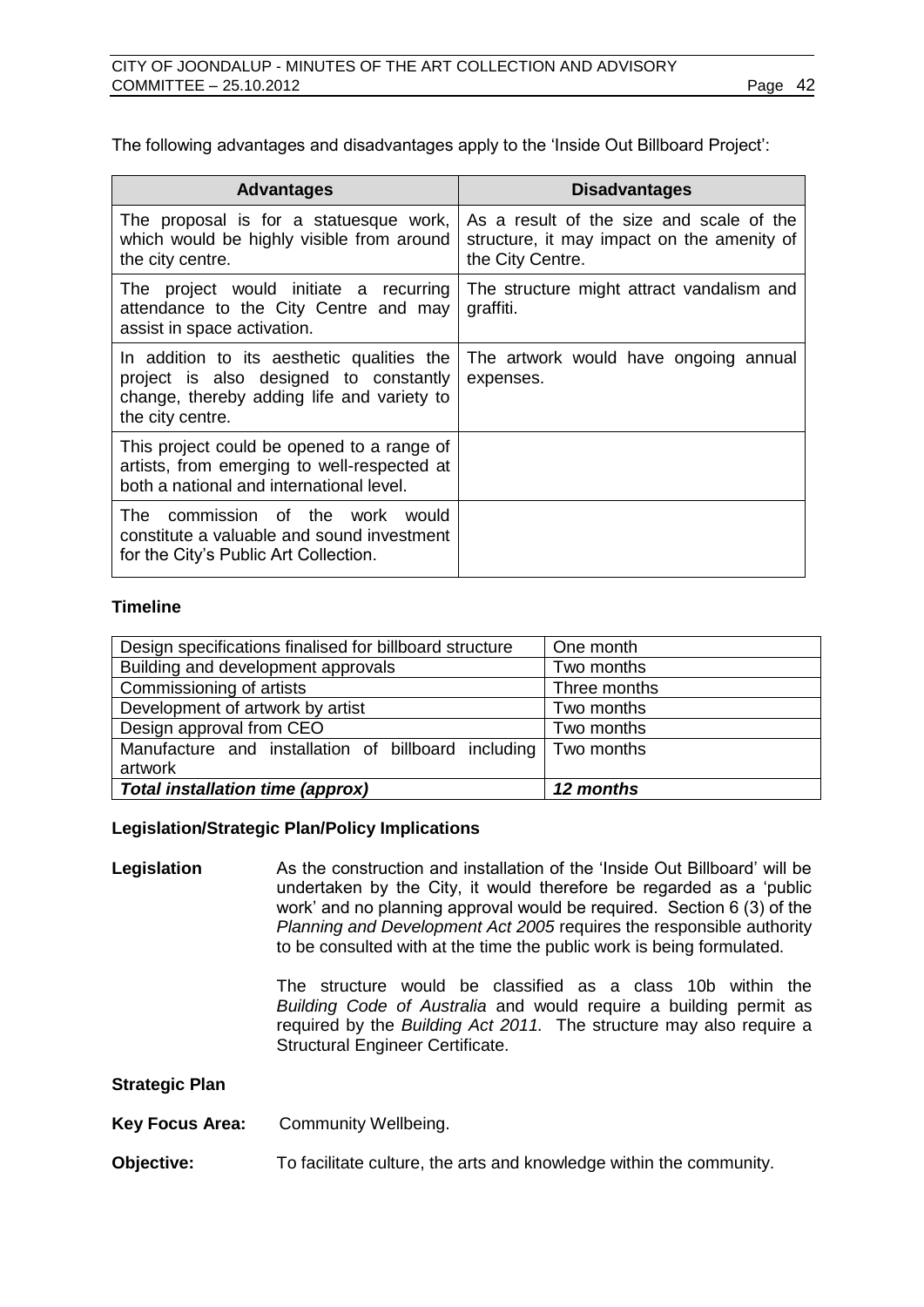The following advantages and disadvantages apply to the 'Inside Out Billboard Project':

| Advantages | Disadvantages |
|---|---|
| The proposal is for a statuesque work, which would be highly visible from around the city centre. | As a result of the size and scale of the structure, it may impact on the amenity of the City Centre. |
| The project would initiate a recurring attendance to the City Centre and may assist in space activation. | The structure might attract vandalism and graffiti. |
| In addition to its aesthetic qualities the project is also designed to constantly change, thereby adding life and variety to the city centre. | The artwork would have ongoing annual expenses. |
| This project could be opened to a range of artists, from emerging to well-respected at both a national and international level. | |
| The commission of the work would constitute a valuable and sound investment for the City's Public Art Collection. | |

### Timeline

| | |
|---|---|
| Design specifications finalised for billboard structure | One month |
| Building and development approvals | Two months |
| Commissioning of artists | Three months |
| Development of artwork by artist | Two months |
| Design approval from CEO | Two months |
| Manufacture and installation of billboard including artwork | Two months |
| ***Total installation time (approx)*** | ***12 months*** |

### Legislation/Strategic Plan/Policy Implications

**Legislation** As the construction and installation of the 'Inside Out Billboard' will be undertaken by the City, it would therefore be regarded as a 'public work' and no planning approval would be required. Section 6 (3) of the *Planning and Development Act 2005* requires the responsible authority to be consulted with at the time the public work is being formulated.

The structure would be classified as a class 10b within the *Building Code of Australia* and would require a building permit as required by the *Building Act 2011.* The structure may also require a Structural Engineer Certificate.

**Strategic Plan**

**Key Focus Area:** Community Wellbeing.

**Objective:** To facilitate culture, the arts and knowledge within the community.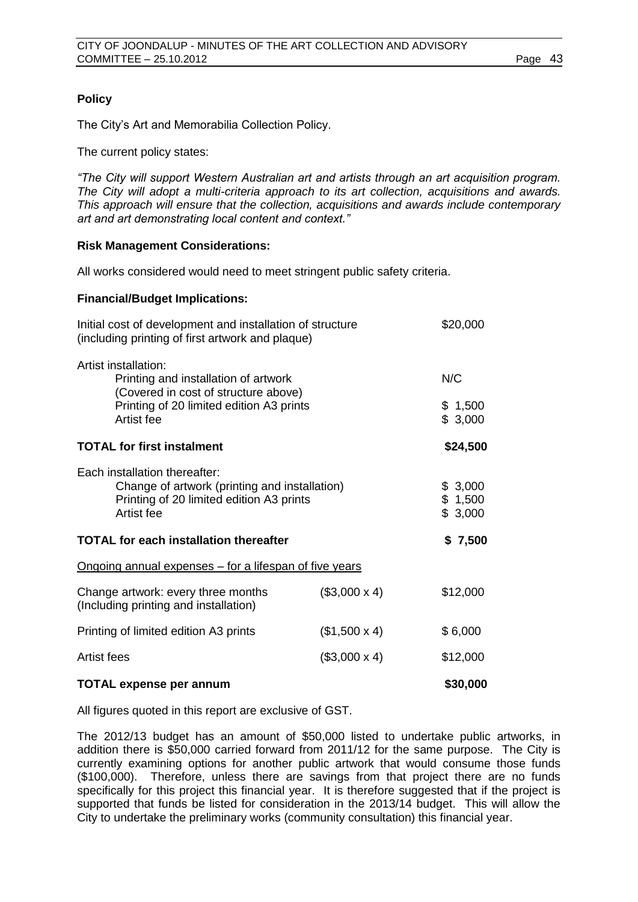**Policy**

The City's Art and Memorabilia Collection Policy.

The current policy states:

*"The City will support Western Australian art and artists through an art acquisition program. The City will adopt a multi-criteria approach to its art collection, acquisitions and awards. This approach will ensure that the collection, acquisitions and awards include contemporary art and art demonstrating local content and context."*

**Risk Management Considerations:**

All works considered would need to meet stringent public safety criteria.

**Financial/Budget Implications:**

| | | |
|---|---|---|
| Initial cost of development and installation of structure (including printing of first artwork and plaque) | | \$20,000 |
| Artist installation: | | |
| Printing and installation of artwork (Covered in cost of structure above) | | N/C |
| Printing of 20 limited edition A3 prints | | \$ 1,500 |
| Artist fee | | \$ 3,000 |
| **TOTAL for first instalment** | | **\$24,500** |
| Each installation thereafter: | | |
| Change of artwork (printing and installation) | | \$ 3,000 |
| Printing of 20 limited edition A3 prints | | \$ 1,500 |
| Artist fee | | \$ 3,000 |
| **TOTAL for each installation thereafter** | | **\$ 7,500** |
| <u>Ongoing annual expenses – for a lifespan of five years</u> | | |
| Change artwork: every three months (Including printing and installation) | (\$3,000 x 4) | \$12,000 |
| Printing of limited edition A3 prints | (\$1,500 x 4) | \$ 6,000 |
| Artist fees | (\$3,000 x 4) | \$12,000 |
| **TOTAL expense per annum** | | **\$30,000** |

All figures quoted in this report are exclusive of GST.

The 2012/13 budget has an amount of \$50,000 listed to undertake public artworks, in addition there is \$50,000 carried forward from 2011/12 for the same purpose. The City is currently examining options for another public artwork that would consume those funds (\$100,000). Therefore, unless there are savings from that project there are no funds specifically for this project this financial year. It is therefore suggested that if the project is supported that funds be listed for consideration in the 2013/14 budget. This will allow the City to undertake the preliminary works (community consultation) this financial year.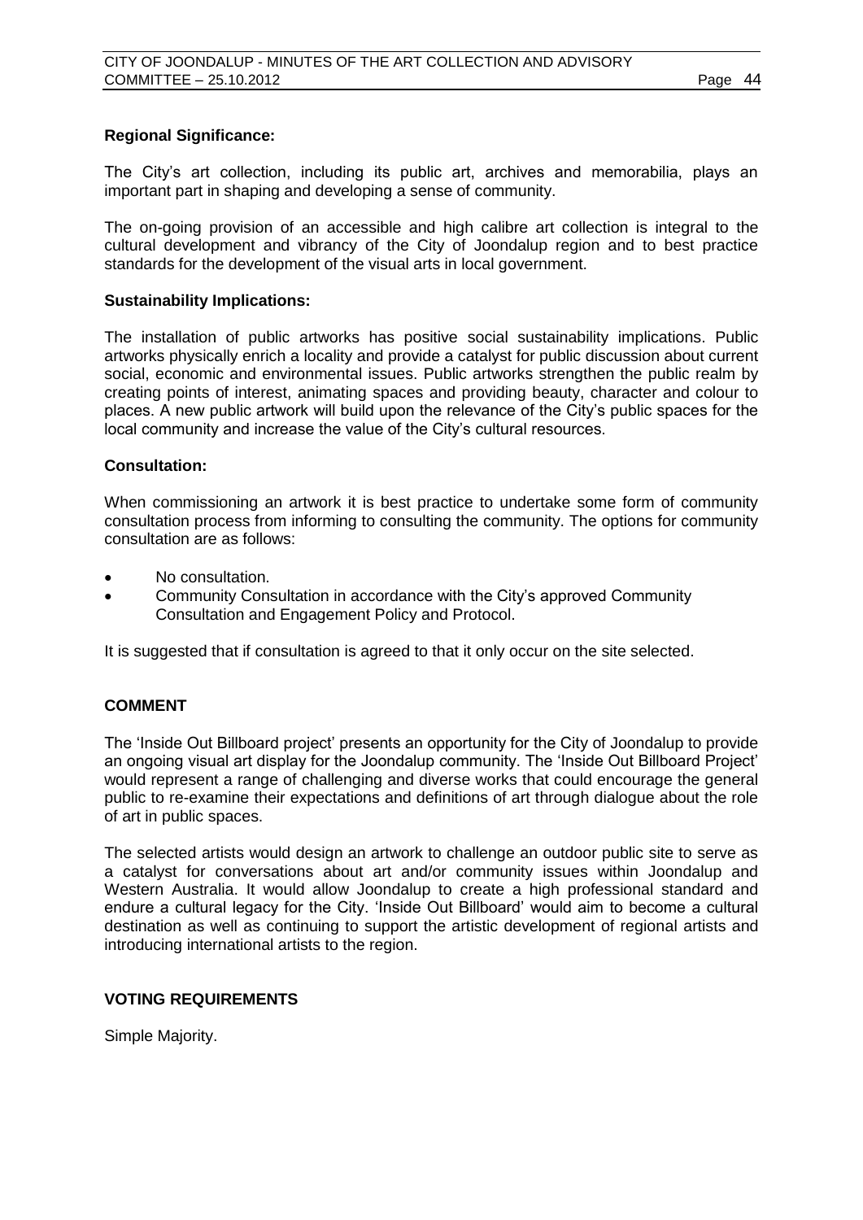**Regional Significance:**

The City's art collection, including its public art, archives and memorabilia, plays an important part in shaping and developing a sense of community.

The on-going provision of an accessible and high calibre art collection is integral to the cultural development and vibrancy of the City of Joondalup region and to best practice standards for the development of the visual arts in local government.

**Sustainability Implications:**

The installation of public artworks has positive social sustainability implications. Public artworks physically enrich a locality and provide a catalyst for public discussion about current social, economic and environmental issues. Public artworks strengthen the public realm by creating points of interest, animating spaces and providing beauty, character and colour to places. A new public artwork will build upon the relevance of the City's public spaces for the local community and increase the value of the City's cultural resources.

**Consultation:**

When commissioning an artwork it is best practice to undertake some form of community consultation process from informing to consulting the community. The options for community consultation are as follows:

- No consultation.
- Community Consultation in accordance with the City's approved Community Consultation and Engagement Policy and Protocol.

It is suggested that if consultation is agreed to that it only occur on the site selected.

## COMMENT

The 'Inside Out Billboard project' presents an opportunity for the City of Joondalup to provide an ongoing visual art display for the Joondalup community. The 'Inside Out Billboard Project' would represent a range of challenging and diverse works that could encourage the general public to re-examine their expectations and definitions of art through dialogue about the role of art in public spaces.

The selected artists would design an artwork to challenge an outdoor public site to serve as a catalyst for conversations about art and/or community issues within Joondalup and Western Australia. It would allow Joondalup to create a high professional standard and endure a cultural legacy for the City. 'Inside Out Billboard' would aim to become a cultural destination as well as continuing to support the artistic development of regional artists and introducing international artists to the region.

## VOTING REQUIREMENTS

Simple Majority.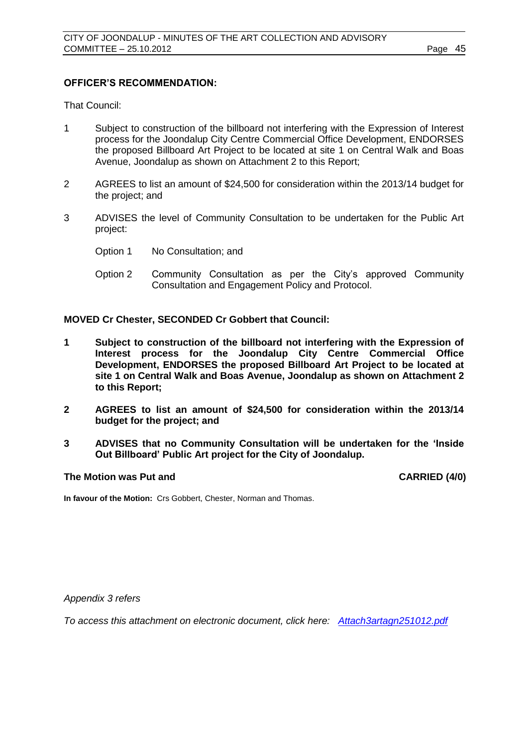**OFFICER'S RECOMMENDATION:**

That Council:

1. Subject to construction of the billboard not interfering with the Expression of Interest process for the Joondalup City Centre Commercial Office Development, ENDORSES the proposed Billboard Art Project to be located at site 1 on Central Walk and Boas Avenue, Joondalup as shown on Attachment 2 to this Report;

2. AGREES to list an amount of $24,500 for consideration within the 2013/14 budget for the project; and

3. ADVISES the level of Community Consultation to be undertaken for the Public Art project:

   Option 1 No Consultation; and

   Option 2 Community Consultation as per the City's approved Community Consultation and Engagement Policy and Protocol.

**MOVED Cr Chester, SECONDED Cr Gobbert that Council:**

**1 Subject to construction of the billboard not interfering with the Expression of Interest process for the Joondalup City Centre Commercial Office Development, ENDORSES the proposed Billboard Art Project to be located at site 1 on Central Walk and Boas Avenue, Joondalup as shown on Attachment 2 to this Report;**

**2 AGREES to list an amount of $24,500 for consideration within the 2013/14 budget for the project; and**

**3 ADVISES that no Community Consultation will be undertaken for the 'Inside Out Billboard' Public Art project for the City of Joondalup.**

**The Motion was Put and CARRIED (4/0)**

**In favour of the Motion:** Crs Gobbert, Chester, Norman and Thomas.

*Appendix 3 refers*

*To access this attachment on electronic document, click here: Attach3artagn251012.pdf*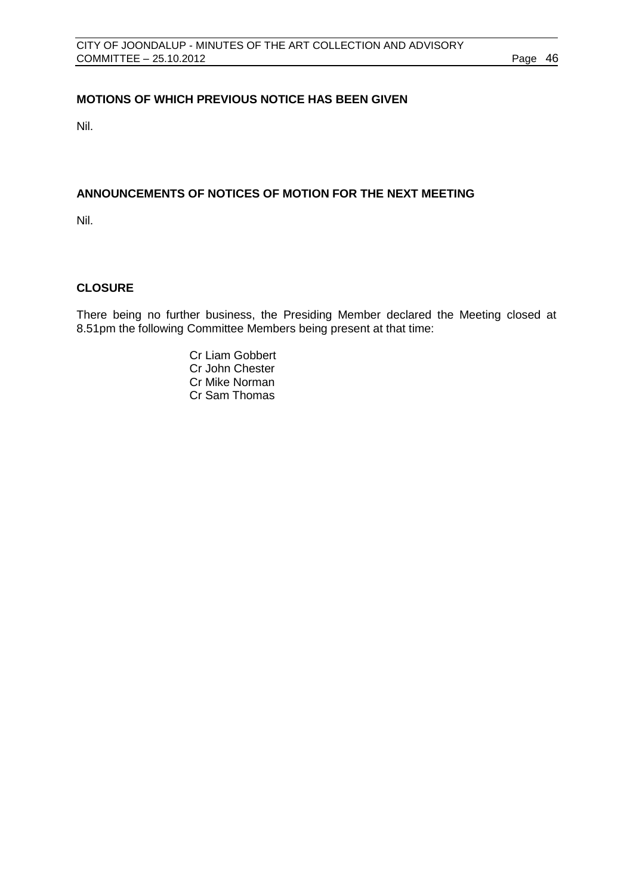**MOTIONS OF WHICH PREVIOUS NOTICE HAS BEEN GIVEN**

Nil.

**ANNOUNCEMENTS OF NOTICES OF MOTION FOR THE NEXT MEETING**

Nil.

**CLOSURE**

There being no further business, the Presiding Member declared the Meeting closed at 8.51pm the following Committee Members being present at that time:

Cr Liam Gobbert
Cr John Chester
Cr Mike Norman
Cr Sam Thomas